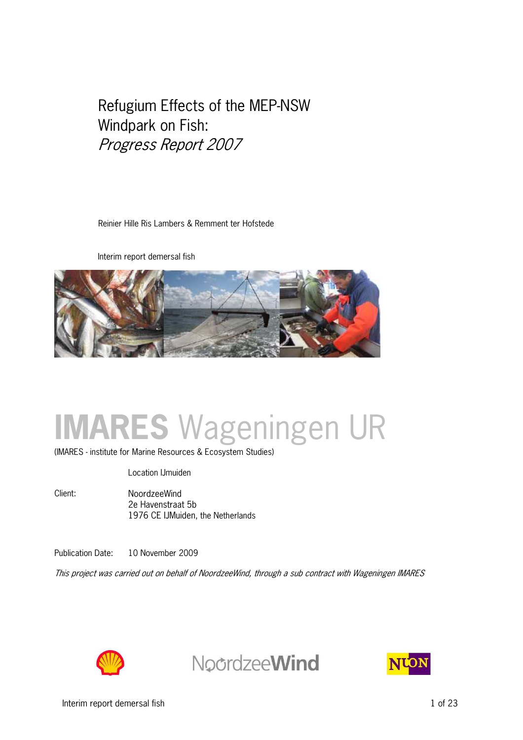# Refugium Effects of the MEP-NSW Windpark on Fish:
## *Progress Report 2007*

Reinier Hille Ris Lambers & Remment ter Hofstede

Interim report demersal fish

**IMARES** Wageningen UR

(IMARES - institute for Marine Resources & Ecosystem Studies)

Location IJmuiden

Client: NoordzeeWind
2e Havenstraat 5b
1976 CE IJMuiden, the Netherlands

Publication Date: 10 November 2009

*This project was carried out on behalf of NoordzeeWind, through a sub contract with Wageningen IMARES*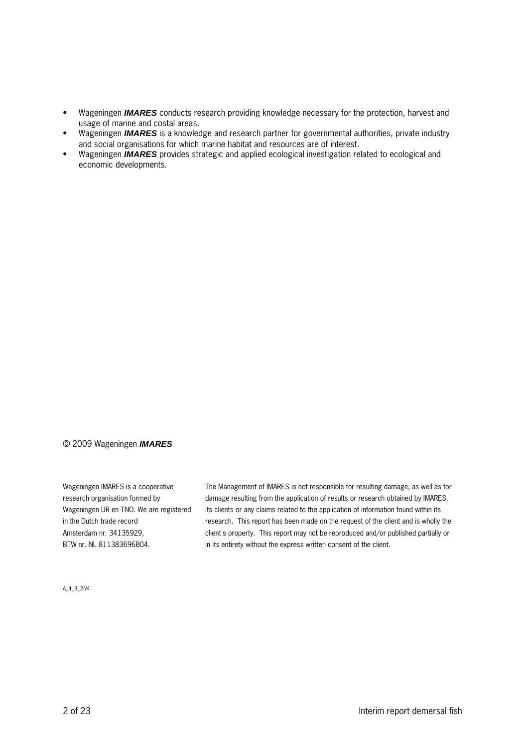- Wageningen ***IMARES*** conducts research providing knowledge necessary for the protection, harvest and usage of marine and costal areas.
- Wageningen ***IMARES*** is a knowledge and research partner for governmental authorities, private industry and social organisations for which marine habitat and resources are of interest.
- Wageningen ***IMARES*** provides strategic and applied ecological investigation related to ecological and economic developments.

© 2009 Wageningen ***IMARES***

Wageningen IMARES is a cooperative research organisation formed by Wageningen UR en TNO. We are registered in the Dutch trade record Amsterdam nr. 34135929, BTW nr. NL 811383696B04.

The Management of IMARES is not responsible for resulting damage, as well as for damage resulting from the application of results or research obtained by IMARES, its clients or any claims related to the application of information found within its research. This report has been made on the request of the client and is wholly the client's property. This report may not be reproduced and/or published partially or in its entirety without the express written consent of the client.

A_4_3_2-V4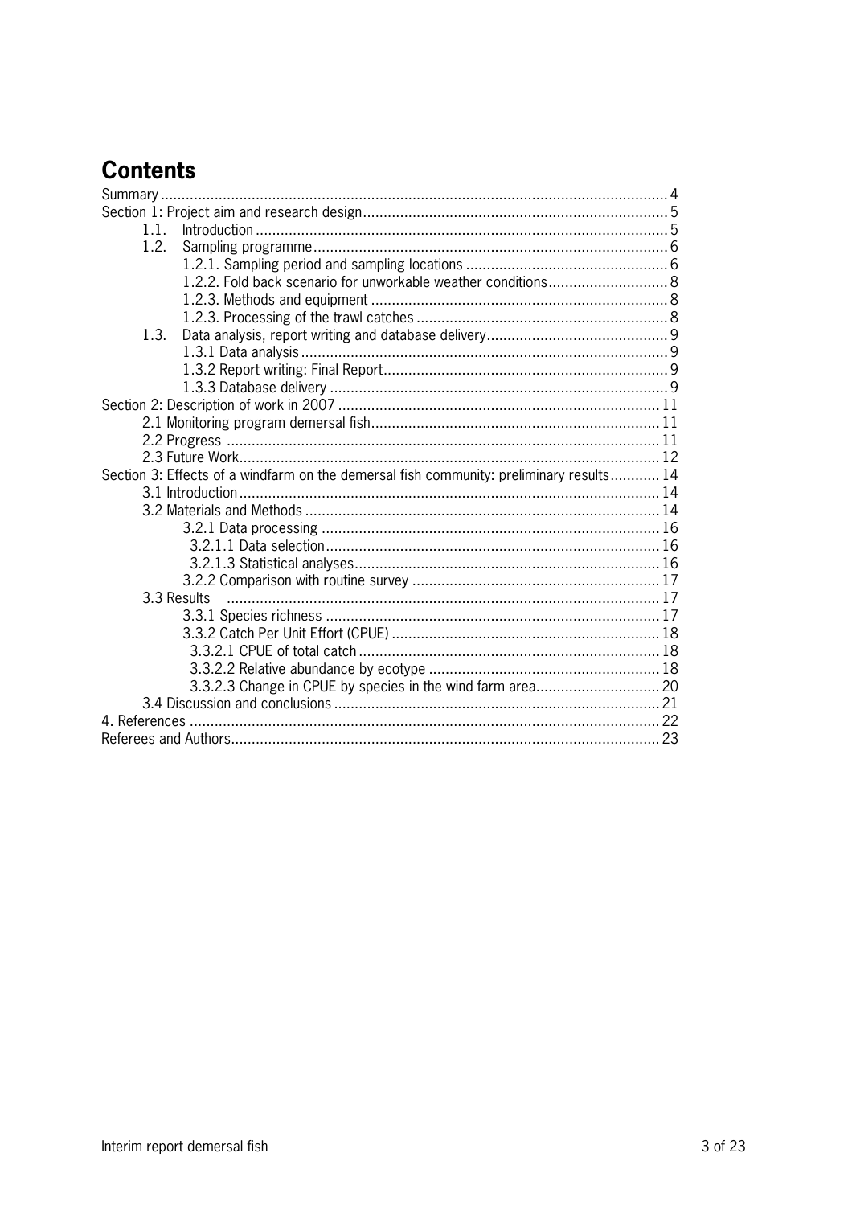# Contents

Summary .......... 4
Section 1: Project aim and research design .......... 5
- 1.1. Introduction .......... 5
- 1.2. Sampling programme .......... 6
  - 1.2.1. Sampling period and sampling locations .......... 6
  - 1.2.2. Fold back scenario for unworkable weather conditions .......... 8
  - 1.2.3. Methods and equipment .......... 8
  - 1.2.3. Processing of the trawl catches .......... 8
- 1.3. Data analysis, report writing and database delivery .......... 9
  - 1.3.1 Data analysis .......... 9
  - 1.3.2 Report writing: Final Report .......... 9
  - 1.3.3 Database delivery .......... 9

Section 2: Description of work in 2007 .......... 11
- 2.1 Monitoring program demersal fish .......... 11
- 2.2 Progress .......... 11
- 2.3 Future Work .......... 12

Section 3: Effects of a windfarm on the demersal fish community: preliminary results .......... 14
- 3.1 Introduction .......... 14
- 3.2 Materials and Methods .......... 14
  - 3.2.1 Data processing .......... 16
    - 3.2.1.1 Data selection .......... 16
    - 3.2.1.3 Statistical analyses .......... 16
  - 3.2.2 Comparison with routine survey .......... 17
- 3.3 Results .......... 17
  - 3.3.1 Species richness .......... 17
  - 3.3.2 Catch Per Unit Effort (CPUE) .......... 18
    - 3.3.2.1 CPUE of total catch .......... 18
    - 3.3.2.2 Relative abundance by ecotype .......... 18
    - 3.3.2.3 Change in CPUE by species in the wind farm area .......... 20
- 3.4 Discussion and conclusions .......... 21

4. References .......... 22

Referees and Authors .......... 23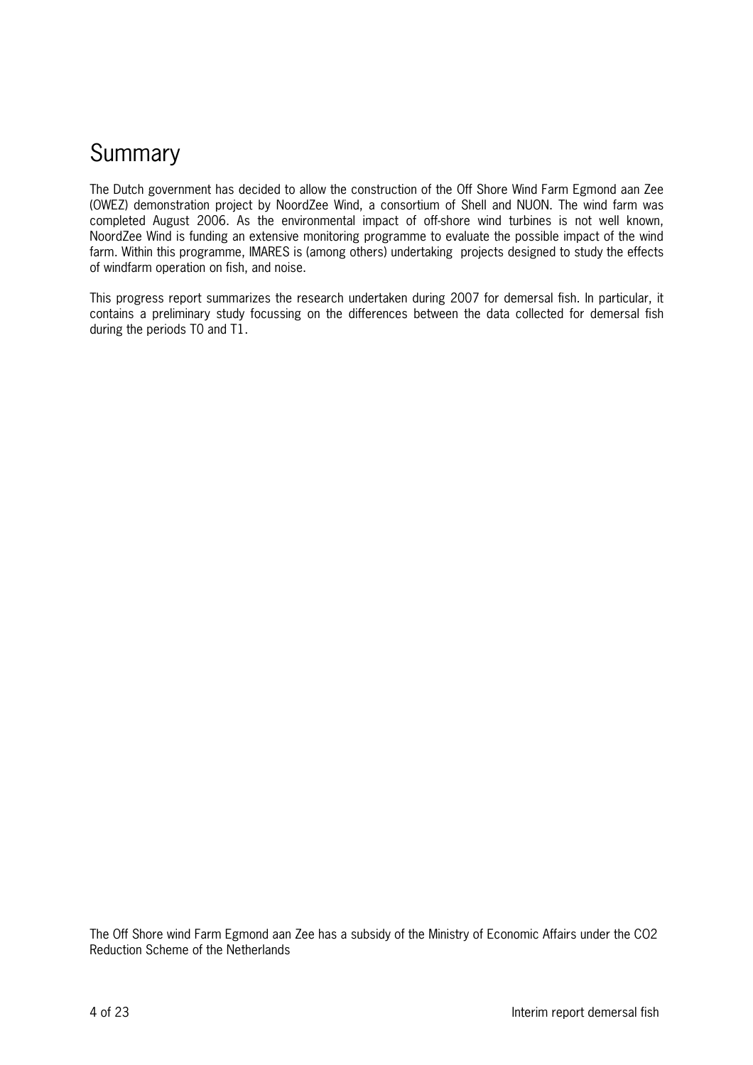# Summary

The Dutch government has decided to allow the construction of the Off Shore Wind Farm Egmond aan Zee (OWEZ) demonstration project by NoordZee Wind, a consortium of Shell and NUON. The wind farm was completed August 2006. As the environmental impact of off-shore wind turbines is not well known, NoordZee Wind is funding an extensive monitoring programme to evaluate the possible impact of the wind farm. Within this programme, IMARES is (among others) undertaking projects designed to study the effects of windfarm operation on fish, and noise.

This progress report summarizes the research undertaken during 2007 for demersal fish. In particular, it contains a preliminary study focussing on the differences between the data collected for demersal fish during the periods T0 and T1.

The Off Shore wind Farm Egmond aan Zee has a subsidy of the Ministry of Economic Affairs under the CO2 Reduction Scheme of the Netherlands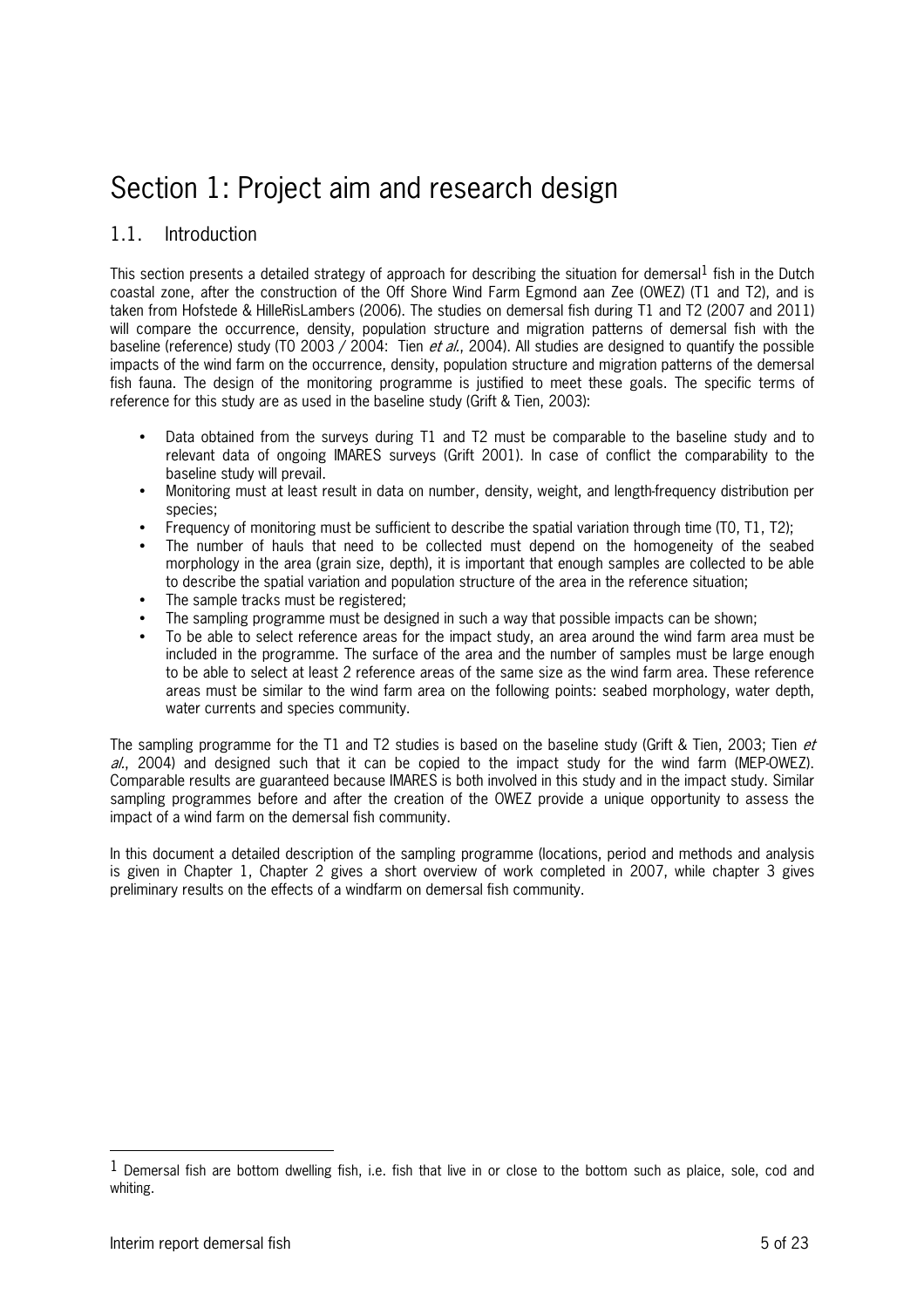# Section 1: Project aim and research design

## 1.1. Introduction

This section presents a detailed strategy of approach for describing the situation for demersal[1] fish in the Dutch coastal zone, after the construction of the Off Shore Wind Farm Egmond aan Zee (OWEZ) (T1 and T2), and is taken from Hofstede & HilleRisLambers (2006). The studies on demersal fish during T1 and T2 (2007 and 2011) will compare the occurrence, density, population structure and migration patterns of demersal fish with the baseline (reference) study (T0 2003 / 2004: Tien *et al.*, 2004). All studies are designed to quantify the possible impacts of the wind farm on the occurrence, density, population structure and migration patterns of the demersal fish fauna. The design of the monitoring programme is justified to meet these goals. The specific terms of reference for this study are as used in the baseline study (Grift & Tien, 2003):

- Data obtained from the surveys during T1 and T2 must be comparable to the baseline study and to relevant data of ongoing IMARES surveys (Grift 2001). In case of conflict the comparability to the baseline study will prevail.
- Monitoring must at least result in data on number, density, weight, and length-frequency distribution per species;
- Frequency of monitoring must be sufficient to describe the spatial variation through time (T0, T1, T2);
- The number of hauls that need to be collected must depend on the homogeneity of the seabed morphology in the area (grain size, depth), it is important that enough samples are collected to be able to describe the spatial variation and population structure of the area in the reference situation;
- The sample tracks must be registered;
- The sampling programme must be designed in such a way that possible impacts can be shown;
- To be able to select reference areas for the impact study, an area around the wind farm area must be included in the programme. The surface of the area and the number of samples must be large enough to be able to select at least 2 reference areas of the same size as the wind farm area. These reference areas must be similar to the wind farm area on the following points: seabed morphology, water depth, water currents and species community.

The sampling programme for the T1 and T2 studies is based on the baseline study (Grift & Tien, 2003; Tien *et al.*, 2004) and designed such that it can be copied to the impact study for the wind farm (MEP-OWEZ). Comparable results are guaranteed because IMARES is both involved in this study and in the impact study. Similar sampling programmes before and after the creation of the OWEZ provide a unique opportunity to assess the impact of a wind farm on the demersal fish community.

In this document a detailed description of the sampling programme (locations, period and methods and analysis is given in Chapter 1, Chapter 2 gives a short overview of work completed in 2007, while chapter 3 gives preliminary results on the effects of a windfarm on demersal fish community.

---

[1] Demersal fish are bottom dwelling fish, i.e. fish that live in or close to the bottom such as plaice, sole, cod and whiting.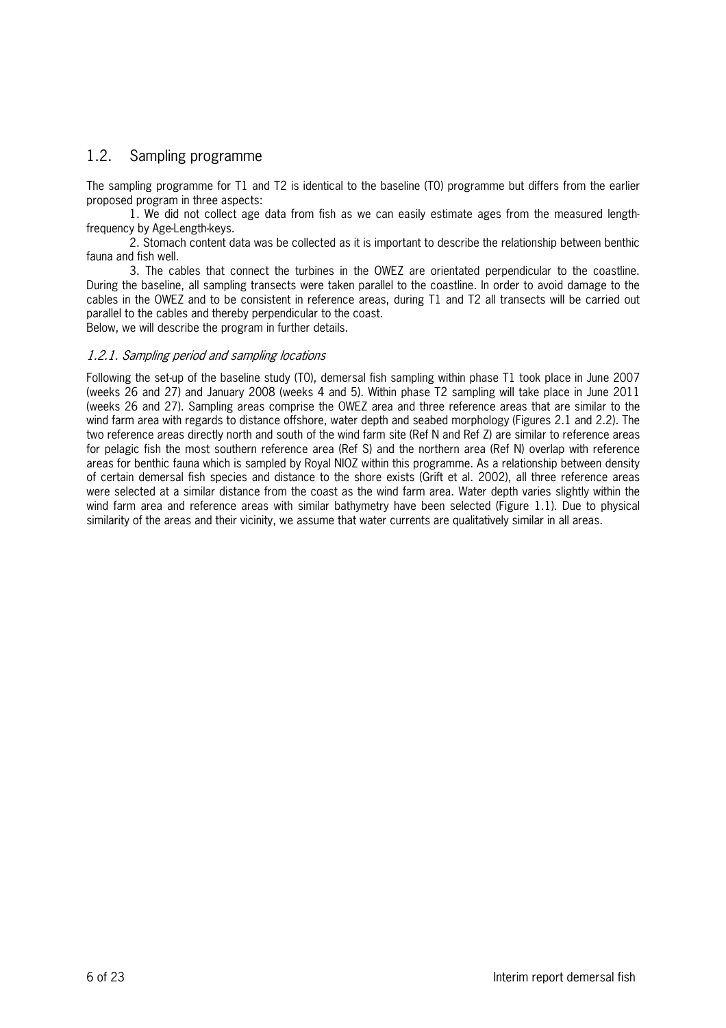## 1.2. Sampling programme

The sampling programme for T1 and T2 is identical to the baseline (T0) programme but differs from the earlier proposed program in three aspects:

1. We did not collect age data from fish as we can easily estimate ages from the measured length-frequency by Age-Length-keys.

2. Stomach content data was be collected as it is important to describe the relationship between benthic fauna and fish well.

3. The cables that connect the turbines in the OWEZ are orientated perpendicular to the coastline. During the baseline, all sampling transects were taken parallel to the coastline. In order to avoid damage to the cables in the OWEZ and to be consistent in reference areas, during T1 and T2 all transects will be carried out parallel to the cables and thereby perpendicular to the coast.

Below, we will describe the program in further details.

### *1.2.1. Sampling period and sampling locations*

Following the set-up of the baseline study (T0), demersal fish sampling within phase T1 took place in June 2007 (weeks 26 and 27) and January 2008 (weeks 4 and 5). Within phase T2 sampling will take place in June 2011 (weeks 26 and 27). Sampling areas comprise the OWEZ area and three reference areas that are similar to the wind farm area with regards to distance offshore, water depth and seabed morphology (Figures 2.1 and 2.2). The two reference areas directly north and south of the wind farm site (Ref N and Ref Z) are similar to reference areas for pelagic fish the most southern reference area (Ref S) and the northern area (Ref N) overlap with reference areas for benthic fauna which is sampled by Royal NIOZ within this programme. As a relationship between density of certain demersal fish species and distance to the shore exists (Grift et al. 2002), all three reference areas were selected at a similar distance from the coast as the wind farm area. Water depth varies slightly within the wind farm area and reference areas with similar bathymetry have been selected (Figure 1.1). Due to physical similarity of the areas and their vicinity, we assume that water currents are qualitatively similar in all areas.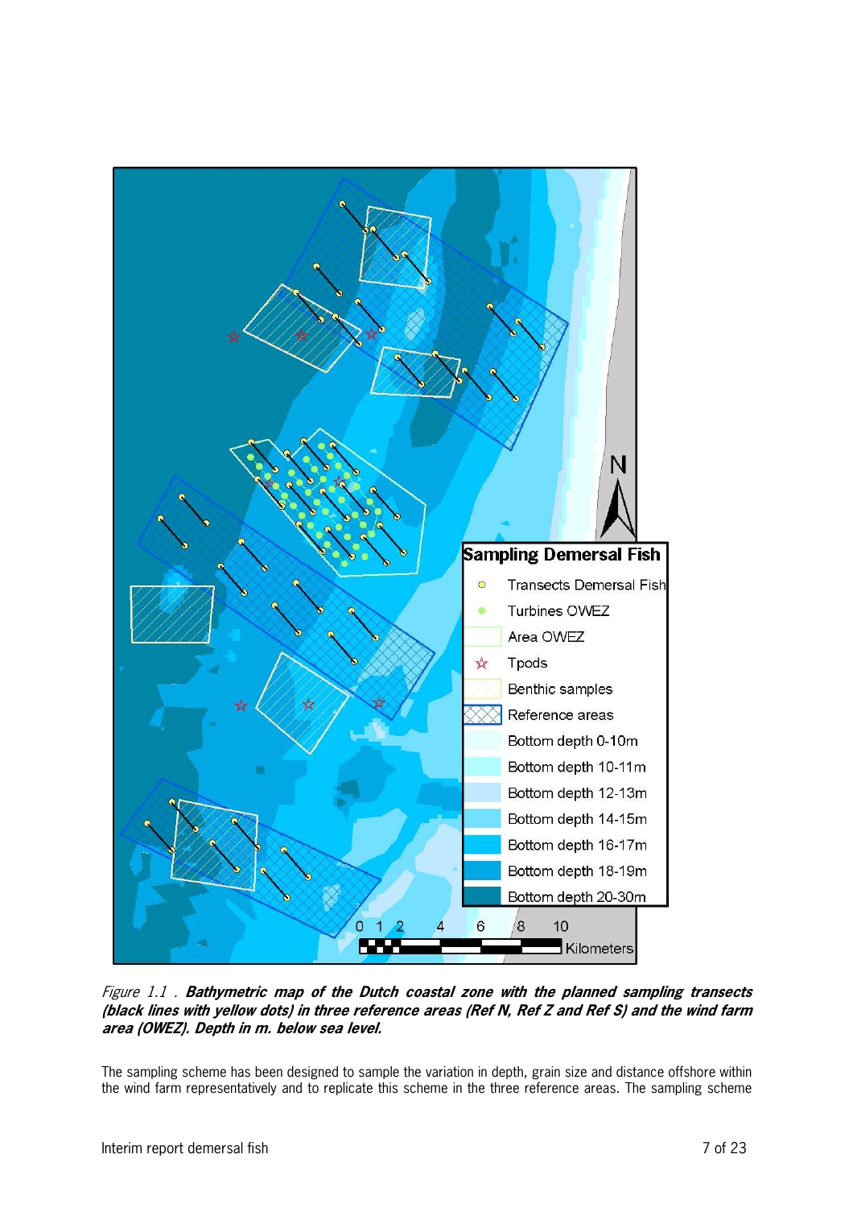*Figure 1.1 .* ***Bathymetric map of the Dutch coastal zone with the planned sampling transects (black lines with yellow dots) in three reference areas (Ref N, Ref Z and Ref S) and the wind farm area (OWEZ). Depth in m. below sea level.***

The sampling scheme has been designed to sample the variation in depth, grain size and distance offshore within the wind farm representatively and to replicate this scheme in the three reference areas. The sampling scheme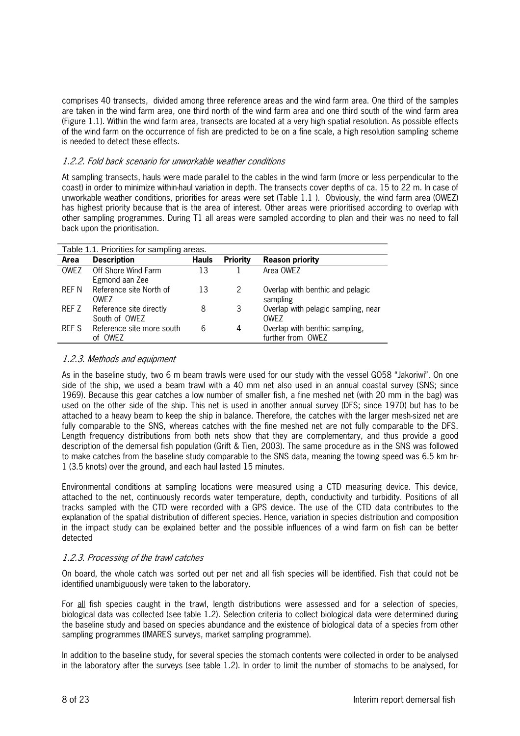comprises 40 transects, divided among three reference areas and the wind farm area. One third of the samples are taken in the wind farm area, one third north of the wind farm area and one third south of the wind farm area (Figure 1.1). Within the wind farm area, transects are located at a very high spatial resolution. As possible effects of the wind farm on the occurrence of fish are predicted to be on a fine scale, a high resolution sampling scheme is needed to detect these effects.

### *1.2.2. Fold back scenario for unworkable weather conditions*

At sampling transects, hauls were made parallel to the cables in the wind farm (more or less perpendicular to the coast) in order to minimize within-haul variation in depth. The transects cover depths of ca. 15 to 22 m. In case of unworkable weather conditions, priorities for areas were set (Table 1.1 ). Obviously, the wind farm area (OWEZ) has highest priority because that is the area of interest. Other areas were prioritised according to overlap with other sampling programmes. During T1 all areas were sampled according to plan and their was no need to fall back upon the prioritisation.

Table 1.1. Priorities for sampling areas.

| Area | Description | Hauls | Priority | Reason priority |
|---|---|---|---|---|
| OWEZ | Off Shore Wind Farm Egmond aan Zee | 13 | 1 | Area OWEZ |
| REF N | Reference site North of OWEZ | 13 | 2 | Overlap with benthic and pelagic sampling |
| REF Z | Reference site directly South of OWEZ | 8 | 3 | Overlap with pelagic sampling, near OWEZ |
| REF S | Reference site more south of OWEZ | 6 | 4 | Overlap with benthic sampling, further from OWEZ |

### *1.2.3. Methods and equipment*

As in the baseline study, two 6 m beam trawls were used for our study with the vessel GO58 "Jakoriwi". On one side of the ship, we used a beam trawl with a 40 mm net also used in an annual coastal survey (SNS; since 1969). Because this gear catches a low number of smaller fish, a fine meshed net (with 20 mm in the bag) was used on the other side of the ship. This net is used in another annual survey (DFS; since 1970) but has to be attached to a heavy beam to keep the ship in balance. Therefore, the catches with the larger mesh-sized net are fully comparable to the SNS, whereas catches with the fine meshed net are not fully comparable to the DFS. Length frequency distributions from both nets show that they are complementary, and thus provide a good description of the demersal fish population (Grift & Tien, 2003). The same procedure as in the SNS was followed to make catches from the baseline study comparable to the SNS data, meaning the towing speed was 6.5 km hr-1 (3.5 knots) over the ground, and each haul lasted 15 minutes.

Environmental conditions at sampling locations were measured using a CTD measuring device. This device, attached to the net, continuously records water temperature, depth, conductivity and turbidity. Positions of all tracks sampled with the CTD were recorded with a GPS device. The use of the CTD data contributes to the explanation of the spatial distribution of different species. Hence, variation in species distribution and composition in the impact study can be explained better and the possible influences of a wind farm on fish can be better detected

### *1.2.3. Processing of the trawl catches*

On board, the whole catch was sorted out per net and all fish species will be identified. Fish that could not be identified unambiguously were taken to the laboratory.

For all fish species caught in the trawl, length distributions were assessed and for a selection of species, biological data was collected (see table 1.2). Selection criteria to collect biological data were determined during the baseline study and based on species abundance and the existence of biological data of a species from other sampling programmes (IMARES surveys, market sampling programme).

In addition to the baseline study, for several species the stomach contents were collected in order to be analysed in the laboratory after the surveys (see table 1.2). In order to limit the number of stomachs to be analysed, for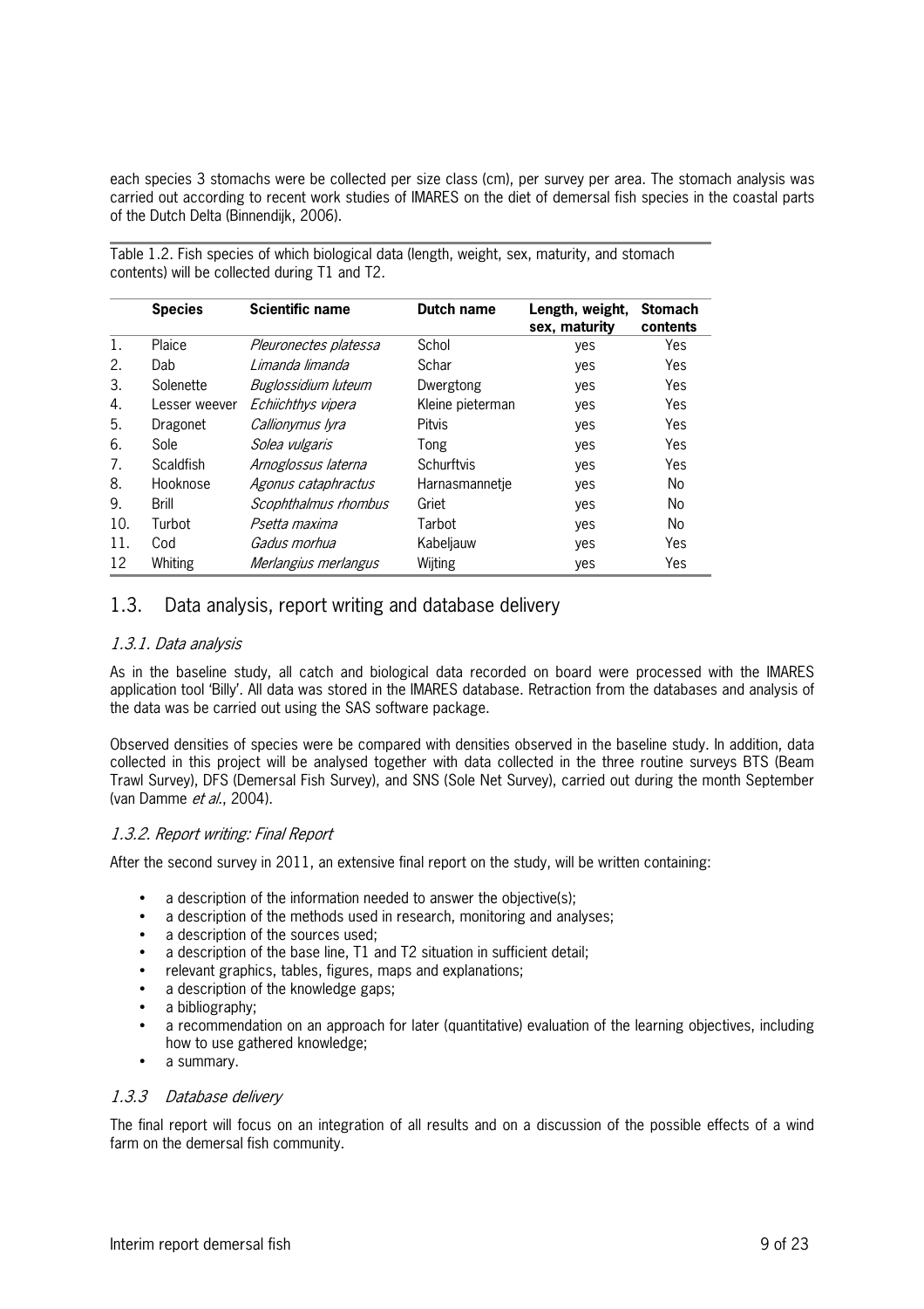each species 3 stomachs were be collected per size class (cm), per survey per area. The stomach analysis was carried out according to recent work studies of IMARES on the diet of demersal fish species in the coastal parts of the Dutch Delta (Binnendijk, 2006).

Table 1.2. Fish species of which biological data (length, weight, sex, maturity, and stomach contents) will be collected during T1 and T2.

| | Species | Scientific name | Dutch name | Length, weight, sex, maturity | Stomach contents |
|---|---|---|---|---|---|
| 1. | Plaice | *Pleuronectes platessa* | Schol | yes | Yes |
| 2. | Dab | *Limanda limanda* | Schar | yes | Yes |
| 3. | Solenette | *Buglossidium luteum* | Dwergtong | yes | Yes |
| 4. | Lesser weever | *Echiichthys vipera* | Kleine pieterman | yes | Yes |
| 5. | Dragonet | *Callionymus lyra* | Pitvis | yes | Yes |
| 6. | Sole | *Solea vulgaris* | Tong | yes | Yes |
| 7. | Scaldfish | *Arnoglossus laterna* | Schurftvis | yes | Yes |
| 8. | Hooknose | *Agonus cataphractus* | Harnasmannetje | yes | No |
| 9. | Brill | *Scophthalmus rhombus* | Griet | yes | No |
| 10. | Turbot | *Psetta maxima* | Tarbot | yes | No |
| 11. | Cod | *Gadus morhua* | Kabeljauw | yes | Yes |
| 12 | Whiting | *Merlangius merlangus* | Wijting | yes | Yes |

## 1.3. Data analysis, report writing and database delivery

### *1.3.1. Data analysis*

As in the baseline study, all catch and biological data recorded on board were processed with the IMARES application tool 'Billy'. All data was stored in the IMARES database. Retraction from the databases and analysis of the data was be carried out using the SAS software package.

Observed densities of species were be compared with densities observed in the baseline study. In addition, data collected in this project will be analysed together with data collected in the three routine surveys BTS (Beam Trawl Survey), DFS (Demersal Fish Survey), and SNS (Sole Net Survey), carried out during the month September (van Damme *et al.*, 2004).

### *1.3.2. Report writing: Final Report*

After the second survey in 2011, an extensive final report on the study, will be written containing:

- a description of the information needed to answer the objective(s);
- a description of the methods used in research, monitoring and analyses;
- a description of the sources used;
- a description of the base line, T1 and T2 situation in sufficient detail;
- relevant graphics, tables, figures, maps and explanations;
- a description of the knowledge gaps;
- a bibliography;
- a recommendation on an approach for later (quantitative) evaluation of the learning objectives, including how to use gathered knowledge;
- a summary.

### *1.3.3 Database delivery*

The final report will focus on an integration of all results and on a discussion of the possible effects of a wind farm on the demersal fish community.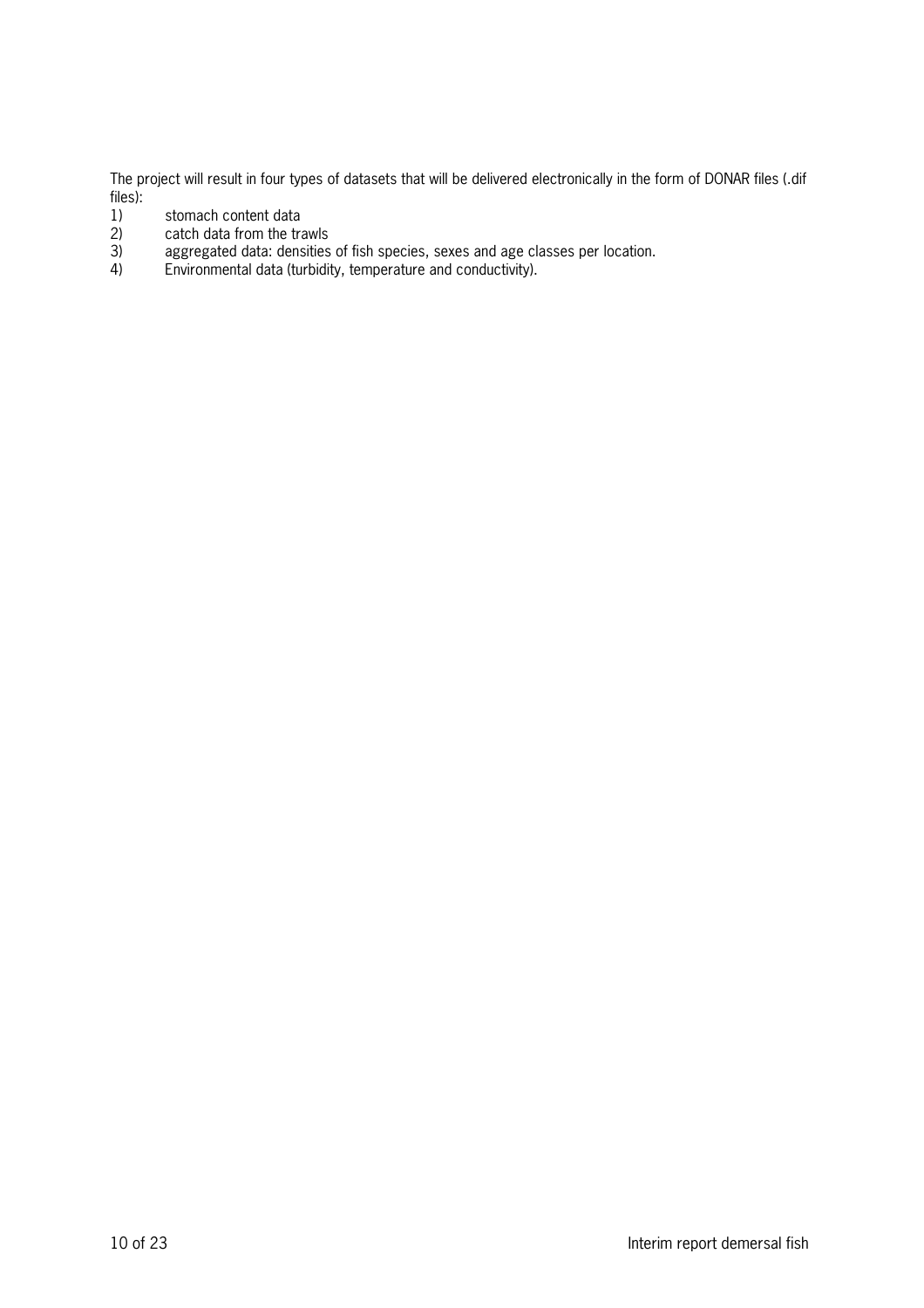The project will result in four types of datasets that will be delivered electronically in the form of DONAR files (.dif files):

1) stomach content data
2) catch data from the trawls
3) aggregated data: densities of fish species, sexes and age classes per location.
4) Environmental data (turbidity, temperature and conductivity).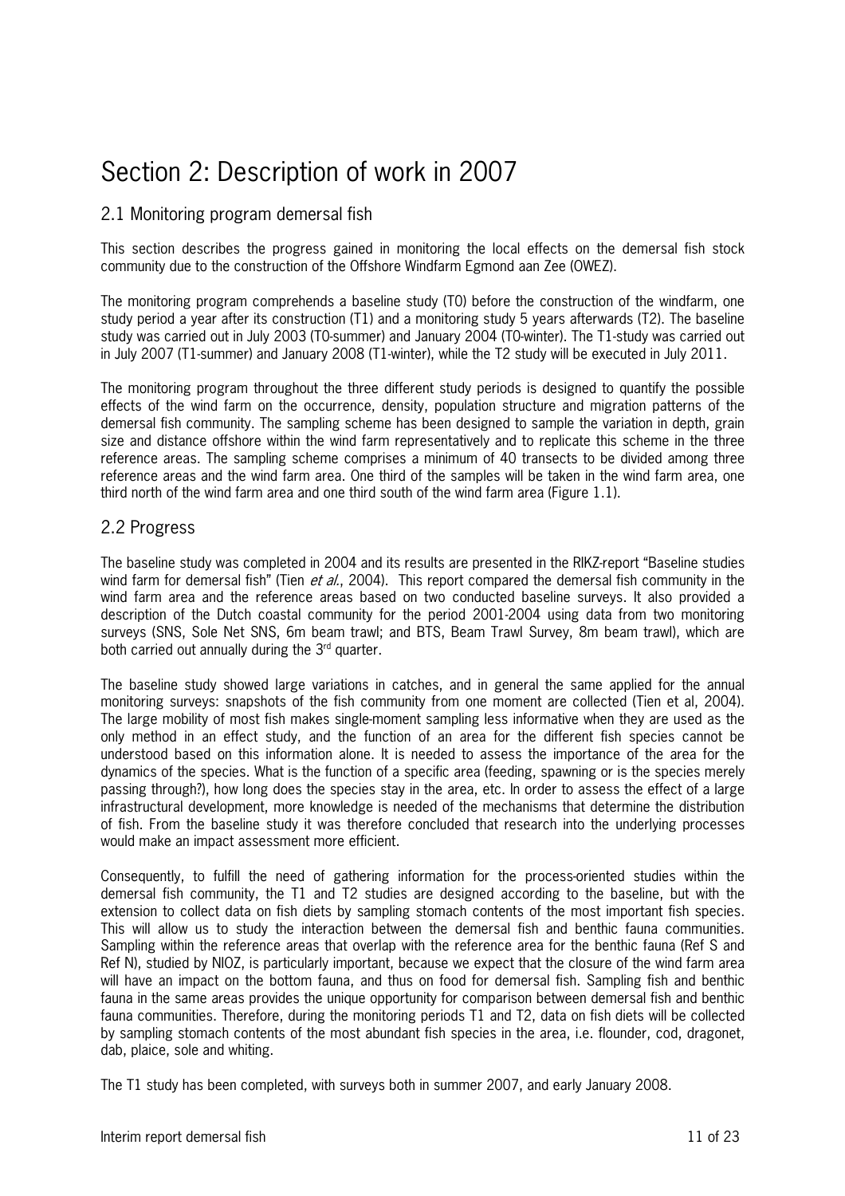# Section 2: Description of work in 2007

## 2.1 Monitoring program demersal fish

This section describes the progress gained in monitoring the local effects on the demersal fish stock community due to the construction of the Offshore Windfarm Egmond aan Zee (OWEZ).

The monitoring program comprehends a baseline study (T0) before the construction of the windfarm, one study period a year after its construction (T1) and a monitoring study 5 years afterwards (T2). The baseline study was carried out in July 2003 (T0-summer) and January 2004 (T0-winter). The T1-study was carried out in July 2007 (T1-summer) and January 2008 (T1-winter), while the T2 study will be executed in July 2011.

The monitoring program throughout the three different study periods is designed to quantify the possible effects of the wind farm on the occurrence, density, population structure and migration patterns of the demersal fish community. The sampling scheme has been designed to sample the variation in depth, grain size and distance offshore within the wind farm representatively and to replicate this scheme in the three reference areas. The sampling scheme comprises a minimum of 40 transects to be divided among three reference areas and the wind farm area. One third of the samples will be taken in the wind farm area, one third north of the wind farm area and one third south of the wind farm area (Figure 1.1).

## 2.2 Progress

The baseline study was completed in 2004 and its results are presented in the RIKZ-report "Baseline studies wind farm for demersal fish" (Tien *et al.*, 2004). This report compared the demersal fish community in the wind farm area and the reference areas based on two conducted baseline surveys. It also provided a description of the Dutch coastal community for the period 2001-2004 using data from two monitoring surveys (SNS, Sole Net SNS, 6m beam trawl; and BTS, Beam Trawl Survey, 8m beam trawl), which are both carried out annually during the 3rd quarter.

The baseline study showed large variations in catches, and in general the same applied for the annual monitoring surveys: snapshots of the fish community from one moment are collected (Tien et al, 2004). The large mobility of most fish makes single-moment sampling less informative when they are used as the only method in an effect study, and the function of an area for the different fish species cannot be understood based on this information alone. It is needed to assess the importance of the area for the dynamics of the species. What is the function of a specific area (feeding, spawning or is the species merely passing through?), how long does the species stay in the area, etc. In order to assess the effect of a large infrastructural development, more knowledge is needed of the mechanisms that determine the distribution of fish. From the baseline study it was therefore concluded that research into the underlying processes would make an impact assessment more efficient.

Consequently, to fulfill the need of gathering information for the process-oriented studies within the demersal fish community, the T1 and T2 studies are designed according to the baseline, but with the extension to collect data on fish diets by sampling stomach contents of the most important fish species. This will allow us to study the interaction between the demersal fish and benthic fauna communities. Sampling within the reference areas that overlap with the reference area for the benthic fauna (Ref S and Ref N), studied by NIOZ, is particularly important, because we expect that the closure of the wind farm area will have an impact on the bottom fauna, and thus on food for demersal fish. Sampling fish and benthic fauna in the same areas provides the unique opportunity for comparison between demersal fish and benthic fauna communities. Therefore, during the monitoring periods T1 and T2, data on fish diets will be collected by sampling stomach contents of the most abundant fish species in the area, i.e. flounder, cod, dragonet, dab, plaice, sole and whiting.

The T1 study has been completed, with surveys both in summer 2007, and early January 2008.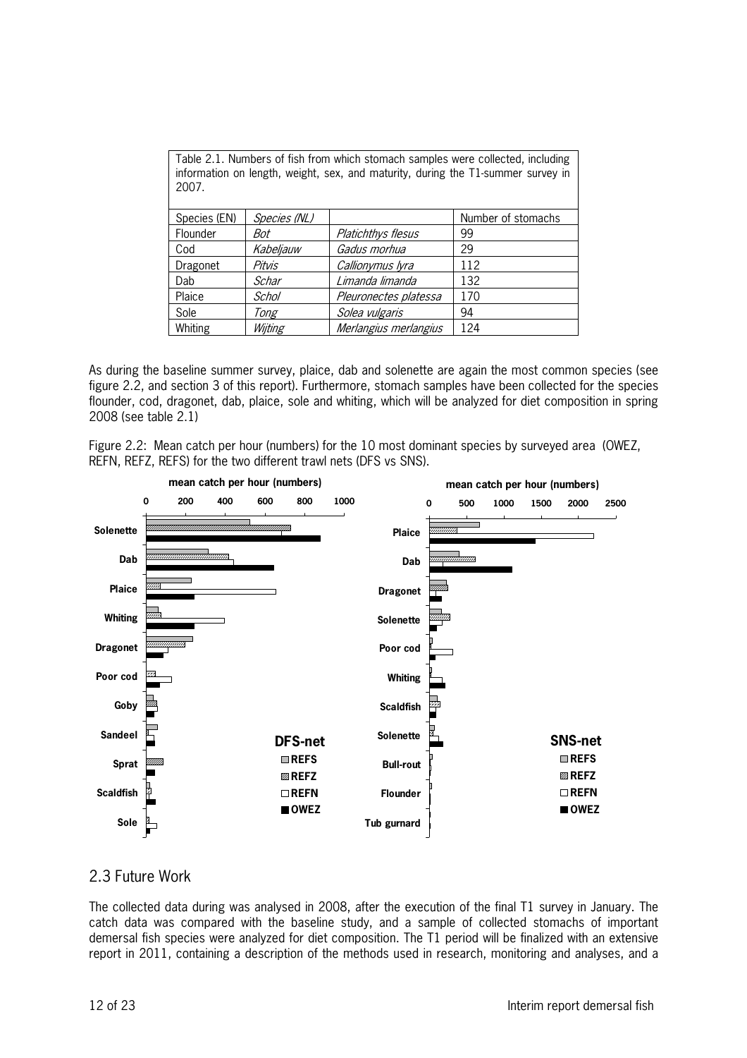Table 2.1. Numbers of fish from which stomach samples were collected, including information on length, weight, sex, and maturity, during the T1-summer survey in 2007.

| Species (EN) | *Species (NL)* | | Number of stomachs |
|---|---|---|---|
| Flounder | *Bot* | *Platichthys flesus* | 99 |
| Cod | *Kabeljauw* | *Gadus morhua* | 29 |
| Dragonet | *Pitvis* | *Callionymus lyra* | 112 |
| Dab | *Schar* | *Limanda limanda* | 132 |
| Plaice | *Schol* | *Pleuronectes platessa* | 170 |
| Sole | *Tong* | *Solea vulgaris* | 94 |
| Whiting | *Wijting* | *Merlangius merlangius* | 124 |

As during the baseline summer survey, plaice, dab and solenette are again the most common species (see figure 2.2, and section 3 of this report). Furthermore, stomach samples have been collected for the species flounder, cod, dragonet, dab, plaice, sole and whiting, which will be analyzed for diet composition in spring 2008 (see table 2.1)

Figure 2.2: Mean catch per hour (numbers) for the 10 most dominant species by surveyed area (OWEZ, REFN, REFZ, REFS) for the two different trawl nets (DFS vs SNS).

## 2.3 Future Work

The collected data during was analysed in 2008, after the execution of the final T1 survey in January. The catch data was compared with the baseline study, and a sample of collected stomachs of important demersal fish species were analyzed for diet composition. The T1 period will be finalized with an extensive report in 2011, containing a description of the methods used in research, monitoring and analyses, and a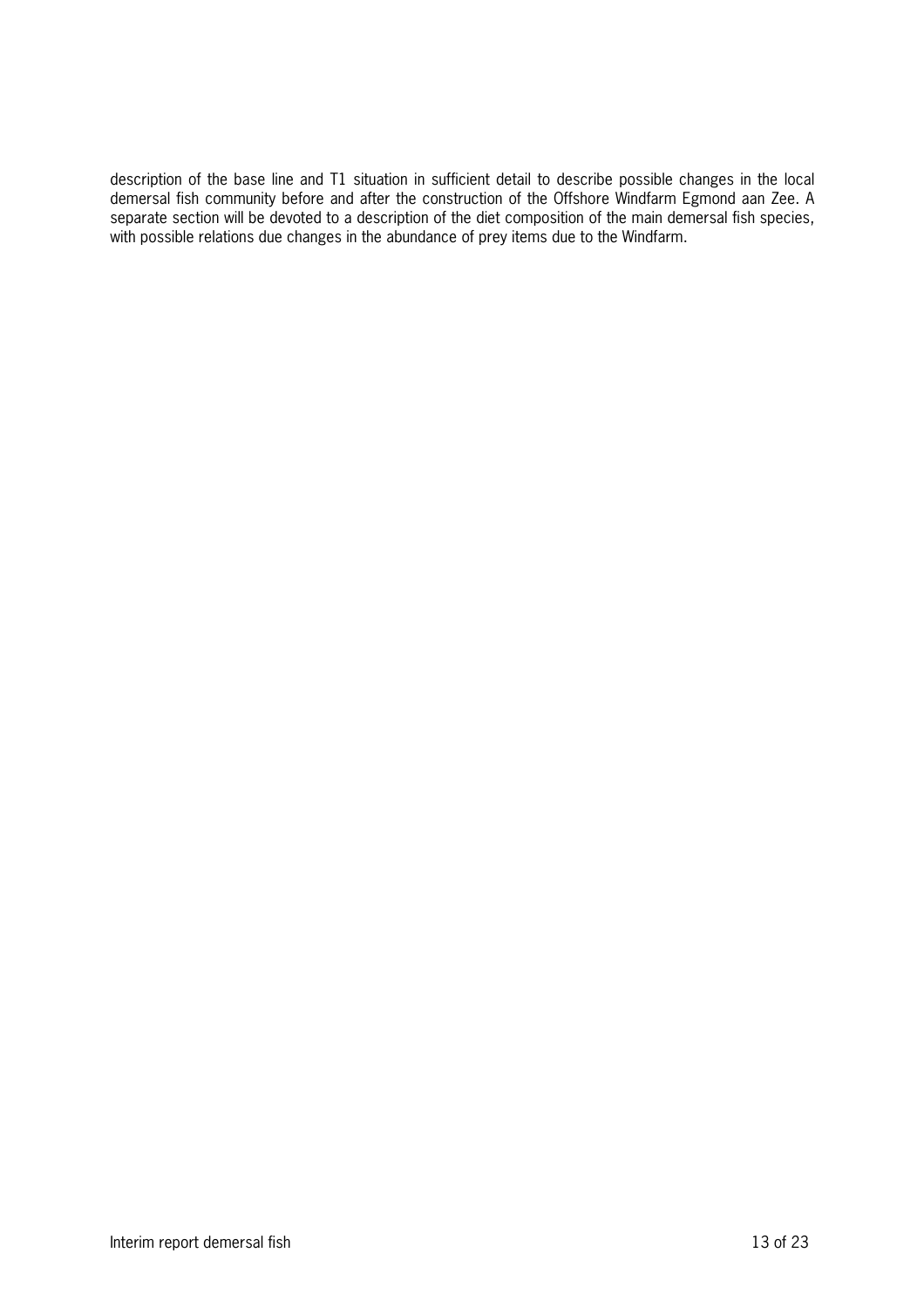description of the base line and T1 situation in sufficient detail to describe possible changes in the local demersal fish community before and after the construction of the Offshore Windfarm Egmond aan Zee. A separate section will be devoted to a description of the diet composition of the main demersal fish species, with possible relations due changes in the abundance of prey items due to the Windfarm.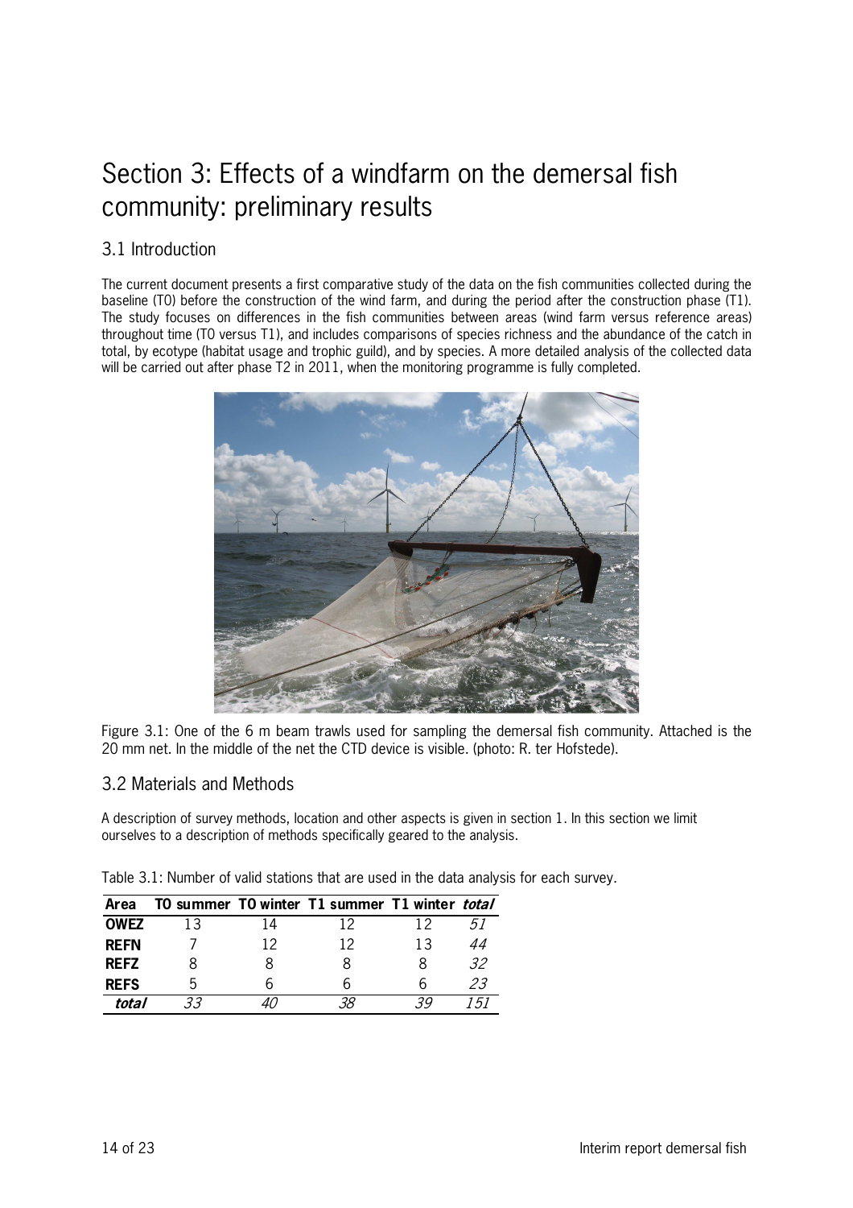# Section 3: Effects of a windfarm on the demersal fish community: preliminary results

## 3.1 Introduction

The current document presents a first comparative study of the data on the fish communities collected during the baseline (T0) before the construction of the wind farm, and during the period after the construction phase (T1). The study focuses on differences in the fish communities between areas (wind farm versus reference areas) throughout time (T0 versus T1), and includes comparisons of species richness and the abundance of the catch in total, by ecotype (habitat usage and trophic guild), and by species. A more detailed analysis of the collected data will be carried out after phase T2 in 2011, when the monitoring programme is fully completed.

Figure 3.1: One of the 6 m beam trawls used for sampling the demersal fish community. Attached is the 20 mm net. In the middle of the net the CTD device is visible. (photo: R. ter Hofstede).

## 3.2 Materials and Methods

A description of survey methods, location and other aspects is given in section 1. In this section we limit ourselves to a description of methods specifically geared to the analysis.

Table 3.1: Number of valid stations that are used in the data analysis for each survey.

| Area | T0 summer | T0 winter | T1 summer | T1 winter | *total* |
|---|---|---|---|---|---|
| **OWEZ** | 13 | 14 | 12 | 12 | *51* |
| **REFN** | 7 | 12 | 12 | 13 | *44* |
| **REFZ** | 8 | 8 | 8 | 8 | *32* |
| **REFS** | 5 | 6 | 6 | 6 | *23* |
| ***total*** | *33* | *40* | *38* | *39* | *151* |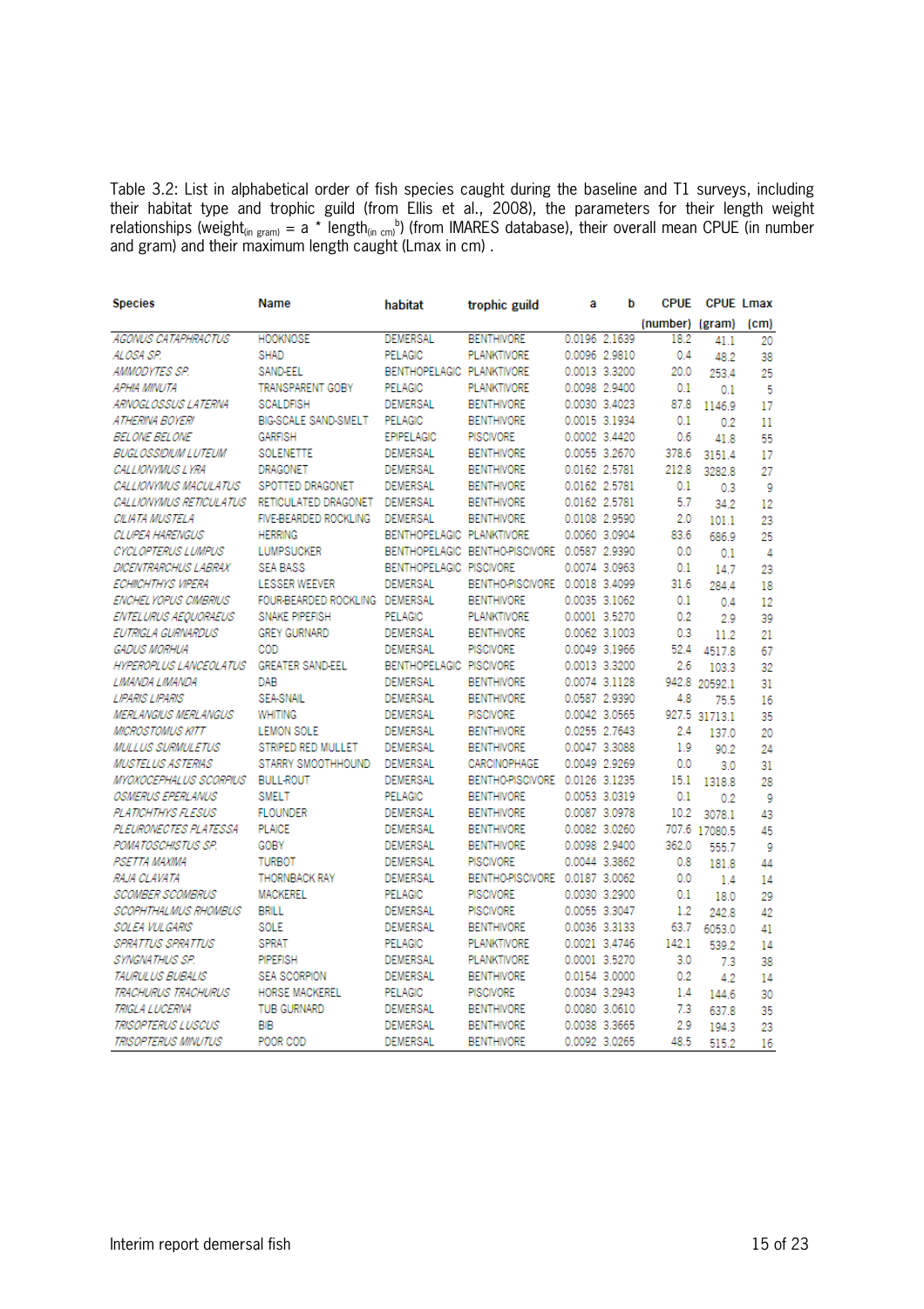Table 3.2: List in alphabetical order of fish species caught during the baseline and T1 surveys, including their habitat type and trophic guild (from Ellis et al., 2008), the parameters for their length weight relationships ($weight_{(in\ gram)} = a * length_{(in\ cm)}^{b}$) (from IMARES database), their overall mean CPUE (in number and gram) and their maximum length caught (Lmax in cm) .

| Species | Name | habitat | trophic guild | a | b | CPUE (number) | CPUE (gram) | Lmax (cm) |
|---|---|---|---|---|---|---|---|---|
| AGONUS CATAPHRACTUS | HOOKNOSE | DEMERSAL | BENTHIVORE | 0.0196 | 2.1639 | 18.2 | 41.1 | 20 |
| ALOSA SP. | SHAD | PELAGIC | PLANKTIVORE | 0.0096 | 2.9810 | 0.4 | 48.2 | 38 |
| AMMODYTES SP. | SAND-EEL | BENTHOPELAGIC | PLANKTIVORE | 0.0013 | 3.3200 | 20.0 | 253.4 | 25 |
| APHIA MINUTA | TRANSPARENT GOBY | PELAGIC | PLANKTIVORE | 0.0098 | 2.9400 | 0.1 | 0.1 | 5 |
| ARNOGLOSSUS LATERNA | SCALDFISH | DEMERSAL | BENTHIVORE | 0.0030 | 3.4023 | 87.8 | 1146.9 | 17 |
| ATHERINA BOYERI | BIG-SCALE SAND-SMELT | PELAGIC | BENTHIVORE | 0.0015 | 3.1934 | 0.1 | 0.2 | 11 |
| BELONE BELONE | GARFISH | EPIPELAGIC | PISCIVORE | 0.0002 | 3.4420 | 0.6 | 41.8 | 55 |
| BUGLOSSIDIUM LUTEUM | SOLENETTE | DEMERSAL | BENTHIVORE | 0.0055 | 3.2670 | 378.6 | 3151.4 | 17 |
| CALLIONYMUS LYRA | DRAGONET | DEMERSAL | BENTHIVORE | 0.0162 | 2.5781 | 212.8 | 3282.8 | 27 |
| CALLIONYMUS MACULATUS | SPOTTED DRAGONET | DEMERSAL | BENTHIVORE | 0.0162 | 2.5781 | 0.1 | 0.3 | 9 |
| CALLIONYMUS RETICULATUS | RETICULATED DRAGONET | DEMERSAL | BENTHIVORE | 0.0162 | 2.5781 | 5.7 | 34.2 | 12 |
| CILIATA MUSTELA | FIVE-BEARDED ROCKLING | DEMERSAL | BENTHIVORE | 0.0108 | 2.9590 | 2.0 | 101.1 | 23 |
| CLUPEA HARENGUS | HERRING | BENTHOPELAGIC | PLANKTIVORE | 0.0060 | 3.0904 | 83.6 | 686.9 | 25 |
| CYCLOPTERUS LUMPUS | LUMPSUCKER | BENTHOPELAGIC | BENTHO-PISCIVORE | 0.0587 | 2.9390 | 0.0 | 0.1 | 4 |
| DICENTRARCHUS LABRAX | SEA BASS | BENTHOPELAGIC | PISCIVORE | 0.0074 | 3.0963 | 0.1 | 14.7 | 23 |
| ECHIICHTHYS VIPERA | LESSER WEEVER | DEMERSAL | BENTHO-PISCIVORE | 0.0018 | 3.4099 | 31.6 | 284.4 | 18 |
| ENCHELYOPUS CIMBRIUS | FOUR-BEARDED ROCKLING | DEMERSAL | BENTHIVORE | 0.0035 | 3.1062 | 0.1 | 0.4 | 12 |
| ENTELURUS AEQUORAEUS | SNAKE PIPEFISH | PELAGIC | PLANKTIVORE | 0.0001 | 3.5270 | 0.2 | 2.9 | 39 |
| EUTRIGLA GURNARDUS | GREY GURNARD | DEMERSAL | BENTHIVORE | 0.0062 | 3.1003 | 0.3 | 11.2 | 21 |
| GADUS MORHUA | COD | DEMERSAL | PISCIVORE | 0.0049 | 3.1966 | 52.4 | 4517.8 | 67 |
| HYPEROPLUS LANCEOLATUS | GREATER SAND-EEL | BENTHOPELAGIC | PISCIVORE | 0.0013 | 3.3200 | 2.6 | 103.3 | 32 |
| LIMANDA LIMANDA | DAB | DEMERSAL | BENTHIVORE | 0.0074 | 3.1128 | 942.8 | 20592.1 | 31 |
| LIPARIS LIPARIS | SEA-SNAIL | DEMERSAL | BENTHIVORE | 0.0587 | 2.9390 | 4.8 | 75.5 | 16 |
| MERLANGIUS MERLANGUS | WHITING | DEMERSAL | PISCIVORE | 0.0042 | 3.0565 | 927.5 | 31713.1 | 35 |
| MICROSTOMUS KITT | LEMON SOLE | DEMERSAL | BENTHIVORE | 0.0255 | 2.7643 | 2.4 | 137.0 | 20 |
| MULLUS SURMULETUS | STRIPED RED MULLET | DEMERSAL | BENTHIVORE | 0.0047 | 3.3088 | 1.9 | 90.2 | 24 |
| MUSTELUS ASTERIAS | STARRY SMOOTHHOUND | DEMERSAL | CARCINOPHAGE | 0.0049 | 2.9269 | 0.0 | 3.0 | 31 |
| MYOXOCEPHALUS SCORPIUS | BULL-ROUT | DEMERSAL | BENTHO-PISCIVORE | 0.0126 | 3.1235 | 15.1 | 1318.8 | 28 |
| OSMERUS EPERLANUS | SMELT | PELAGIC | BENTHIVORE | 0.0053 | 3.0319 | 0.1 | 0.2 | 9 |
| PLATICHTHYS FLESUS | FLOUNDER | DEMERSAL | BENTHIVORE | 0.0087 | 3.0978 | 10.2 | 3078.1 | 43 |
| PLEURONECTES PLATESSA | PLAICE | DEMERSAL | BENTHIVORE | 0.0082 | 3.0260 | 707.6 | 17080.5 | 45 |
| POMATOSCHISTUS SP. | GOBY | DEMERSAL | BENTHIVORE | 0.0098 | 2.9400 | 362.0 | 555.7 | 9 |
| PSETTA MAXIMA | TURBOT | DEMERSAL | PISCIVORE | 0.0044 | 3.3862 | 0.8 | 181.8 | 44 |
| RAJA CLAVATA | THORNBACK RAY | DEMERSAL | BENTHO-PISCIVORE | 0.0187 | 3.0062 | 0.0 | 1.4 | 14 |
| SCOMBER SCOMBRUS | MACKEREL | PELAGIC | PISCIVORE | 0.0030 | 3.2900 | 0.1 | 18.0 | 29 |
| SCOPHTHALMUS RHOMBUS | BRILL | DEMERSAL | PISCIVORE | 0.0055 | 3.3047 | 1.2 | 242.8 | 42 |
| SOLEA VULGARIS | SOLE | DEMERSAL | BENTHIVORE | 0.0036 | 3.3133 | 63.7 | 6053.0 | 41 |
| SPRATTUS SPRATTUS | SPRAT | PELAGIC | PLANKTIVORE | 0.0021 | 3.4746 | 142.1 | 539.2 | 14 |
| SYNGNATHUS SP. | PIPEFISH | DEMERSAL | PLANKTIVORE | 0.0001 | 3.5270 | 3.0 | 7.3 | 38 |
| TAURULUS BUBALIS | SEA SCORPION | DEMERSAL | BENTHIVORE | 0.0154 | 3.0000 | 0.2 | 4.2 | 14 |
| TRACHURUS TRACHURUS | HORSE MACKEREL | PELAGIC | PISCIVORE | 0.0034 | 3.2943 | 1.4 | 144.6 | 30 |
| TRIGLA LUCERNA | TUB GURNARD | DEMERSAL | BENTHIVORE | 0.0080 | 3.0610 | 7.3 | 637.8 | 35 |
| TRISOPTERUS LUSCUS | BIB | DEMERSAL | BENTHIVORE | 0.0038 | 3.3665 | 2.9 | 194.3 | 23 |
| TRISOPTERUS MINUTUS | POOR COD | DEMERSAL | BENTHIVORE | 0.0092 | 3.0265 | 48.5 | 515.2 | 16 |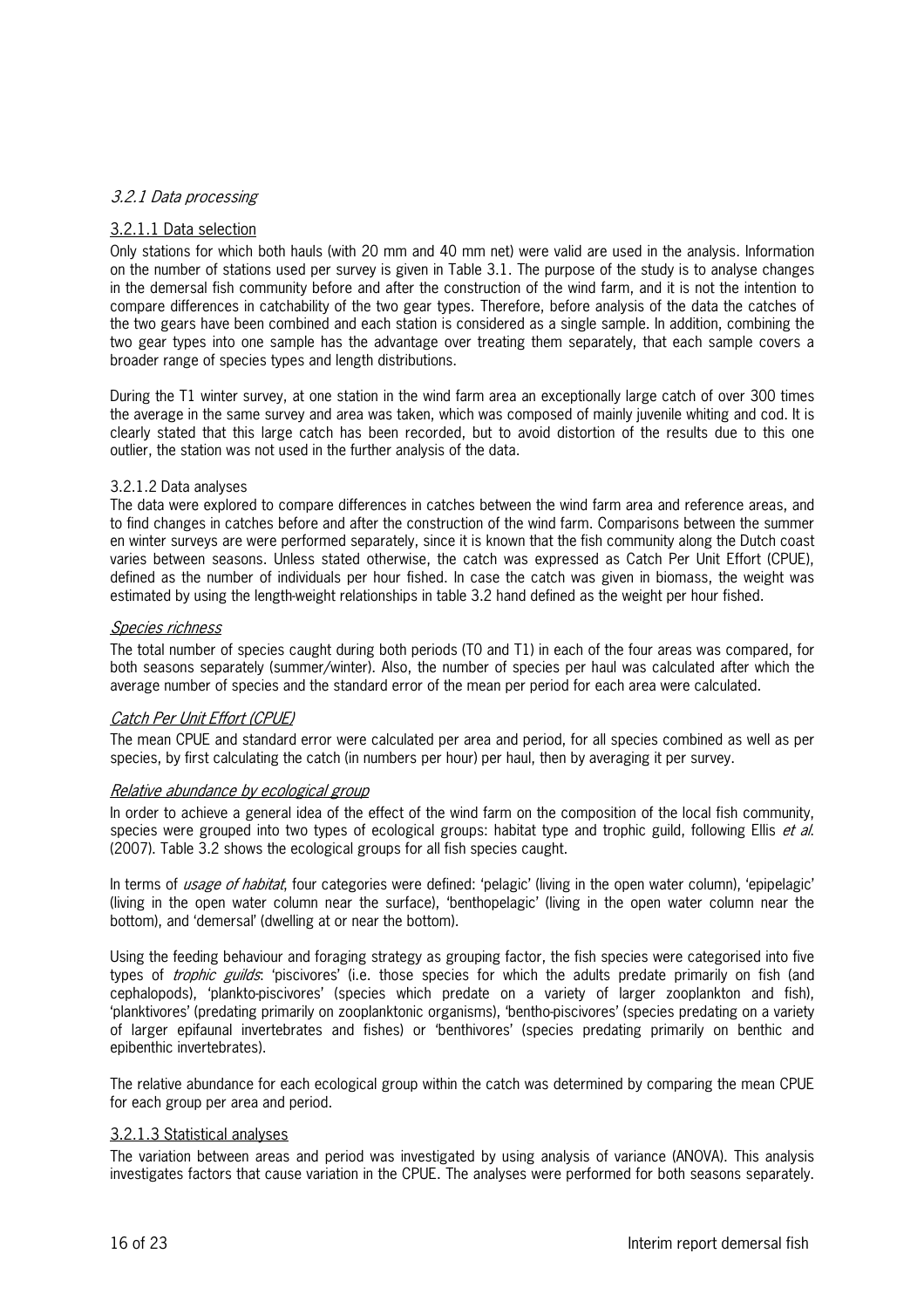### *3.2.1 Data processing*

#### 3.2.1.1 Data selection

Only stations for which both hauls (with 20 mm and 40 mm net) were valid are used in the analysis. Information on the number of stations used per survey is given in Table 3.1. The purpose of the study is to analyse changes in the demersal fish community before and after the construction of the wind farm, and it is not the intention to compare differences in catchability of the two gear types. Therefore, before analysis of the data the catches of the two gears have been combined and each station is considered as a single sample. In addition, combining the two gear types into one sample has the advantage over treating them separately, that each sample covers a broader range of species types and length distributions.

During the T1 winter survey, at one station in the wind farm area an exceptionally large catch of over 300 times the average in the same survey and area was taken, which was composed of mainly juvenile whiting and cod. It is clearly stated that this large catch has been recorded, but to avoid distortion of the results due to this one outlier, the station was not used in the further analysis of the data.

#### 3.2.1.2 Data analyses

The data were explored to compare differences in catches between the wind farm area and reference areas, and to find changes in catches before and after the construction of the wind farm. Comparisons between the summer en winter surveys are were performed separately, since it is known that the fish community along the Dutch coast varies between seasons. Unless stated otherwise, the catch was expressed as Catch Per Unit Effort (CPUE), defined as the number of individuals per hour fished. In case the catch was given in biomass, the weight was estimated by using the length-weight relationships in table 3.2 hand defined as the weight per hour fished.

*Species richness*

The total number of species caught during both periods (T0 and T1) in each of the four areas was compared, for both seasons separately (summer/winter). Also, the number of species per haul was calculated after which the average number of species and the standard error of the mean per period for each area were calculated.

*Catch Per Unit Effort (CPUE)*

The mean CPUE and standard error were calculated per area and period, for all species combined as well as per species, by first calculating the catch (in numbers per hour) per haul, then by averaging it per survey.

*Relative abundance by ecological group*

In order to achieve a general idea of the effect of the wind farm on the composition of the local fish community, species were grouped into two types of ecological groups: habitat type and trophic guild, following Ellis *et al.* (2007). Table 3.2 shows the ecological groups for all fish species caught.

In terms of *usage of habitat*, four categories were defined: 'pelagic' (living in the open water column), 'epipelagic' (living in the open water column near the surface), 'benthopelagic' (living in the open water column near the bottom), and 'demersal' (dwelling at or near the bottom).

Using the feeding behaviour and foraging strategy as grouping factor, the fish species were categorised into five types of *trophic guilds*: 'piscivores' (i.e. those species for which the adults predate primarily on fish (and cephalopods), 'plankto-piscivores' (species which predate on a variety of larger zooplankton and fish), 'planktivores' (predating primarily on zooplanktonic organisms), 'bentho-piscivores' (species predating on a variety of larger epifaunal invertebrates and fishes) or 'benthivores' (species predating primarily on benthic and epibenthic invertebrates).

The relative abundance for each ecological group within the catch was determined by comparing the mean CPUE for each group per area and period.

#### 3.2.1.3 Statistical analyses

The variation between areas and period was investigated by using analysis of variance (ANOVA). This analysis investigates factors that cause variation in the CPUE. The analyses were performed for both seasons separately.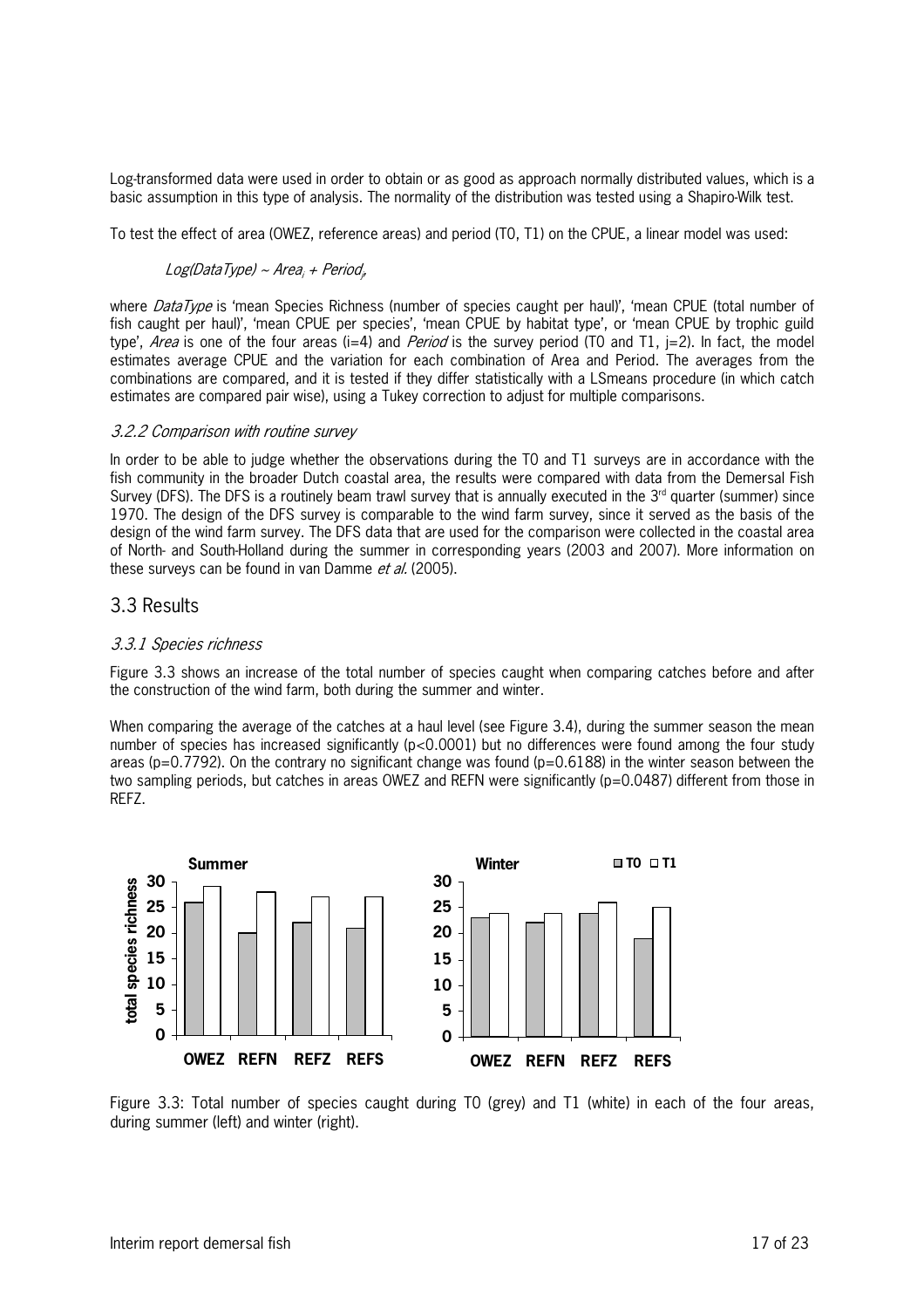Log-transformed data were used in order to obtain or as good as approach normally distributed values, which is a basic assumption in this type of analysis. The normality of the distribution was tested using a Shapiro-Wilk test.

To test the effect of area (OWEZ, reference areas) and period (T0, T1) on the CPUE, a linear model was used:

$$Log(DataType) \sim Area_i + Period_j,$$

where *DataType* is 'mean Species Richness (number of species caught per haul)', 'mean CPUE (total number of fish caught per haul)', 'mean CPUE per species', 'mean CPUE by habitat type', or 'mean CPUE by trophic guild type', *Area* is one of the four areas (i=4) and *Period* is the survey period (T0 and T1, j=2). In fact, the model estimates average CPUE and the variation for each combination of Area and Period. The averages from the combinations are compared, and it is tested if they differ statistically with a LSmeans procedure (in which catch estimates are compared pair wise), using a Tukey correction to adjust for multiple comparisons.

### *3.2.2 Comparison with routine survey*

In order to be able to judge whether the observations during the T0 and T1 surveys are in accordance with the fish community in the broader Dutch coastal area, the results were compared with data from the Demersal Fish Survey (DFS). The DFS is a routinely beam trawl survey that is annually executed in the 3rd quarter (summer) since 1970. The design of the DFS survey is comparable to the wind farm survey, since it served as the basis of the design of the wind farm survey. The DFS data that are used for the comparison were collected in the coastal area of North- and South-Holland during the summer in corresponding years (2003 and 2007). More information on these surveys can be found in van Damme *et al.* (2005).

## 3.3 Results

### *3.3.1 Species richness*

Figure 3.3 shows an increase of the total number of species caught when comparing catches before and after the construction of the wind farm, both during the summer and winter.

When comparing the average of the catches at a haul level (see Figure 3.4), during the summer season the mean number of species has increased significantly ($p<0.0001$) but no differences were found among the four study areas ($p=0.7792$). On the contrary no significant change was found ($p=0.6188$) in the winter season between the two sampling periods, but catches in areas OWEZ and REFN were significantly ($p=0.0487$) different from those in REFZ.

Figure 3.3: Total number of species caught during T0 (grey) and T1 (white) in each of the four areas, during summer (left) and winter (right).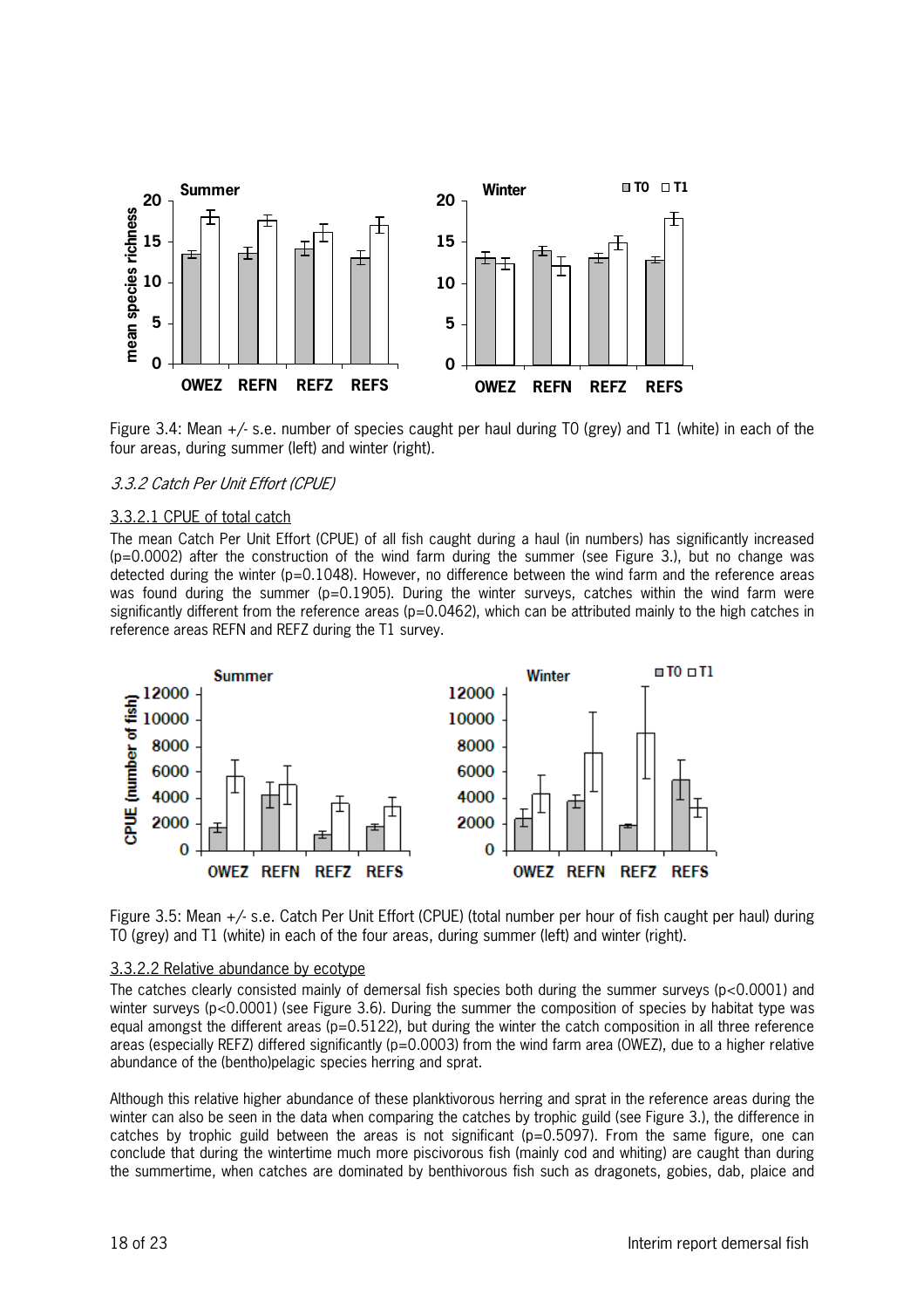Figure 3.4: Mean +/- s.e. number of species caught per haul during T0 (grey) and T1 (white) in each of the four areas, during summer (left) and winter (right).

### *3.3.2 Catch Per Unit Effort (CPUE)*

#### 3.3.2.1 CPUE of total catch

The mean Catch Per Unit Effort (CPUE) of all fish caught during a haul (in numbers) has significantly increased ($p=0.0002$) after the construction of the wind farm during the summer (see Figure 3.), but no change was detected during the winter ($p=0.1048$). However, no difference between the wind farm and the reference areas was found during the summer ($p=0.1905$). During the winter surveys, catches within the wind farm were significantly different from the reference areas ($p=0.0462$), which can be attributed mainly to the high catches in reference areas REFN and REFZ during the T1 survey.

Figure 3.5: Mean +/- s.e. Catch Per Unit Effort (CPUE) (total number per hour of fish caught per haul) during T0 (grey) and T1 (white) in each of the four areas, during summer (left) and winter (right).

#### 3.3.2.2 Relative abundance by ecotype

The catches clearly consisted mainly of demersal fish species both during the summer surveys ($p<0.0001$) and winter surveys ($p<0.0001$) (see Figure 3.6). During the summer the composition of species by habitat type was equal amongst the different areas ($p=0.5122$), but during the winter the catch composition in all three reference areas (especially REFZ) differed significantly ($p=0.0003$) from the wind farm area (OWEZ), due to a higher relative abundance of the (bentho)pelagic species herring and sprat.

Although this relative higher abundance of these planktivorous herring and sprat in the reference areas during the winter can also be seen in the data when comparing the catches by trophic guild (see Figure 3.), the difference in catches by trophic guild between the areas is not significant ($p=0.5097$). From the same figure, one can conclude that during the wintertime much more piscivorous fish (mainly cod and whiting) are caught than during the summertime, when catches are dominated by benthivorous fish such as dragonets, gobies, dab, plaice and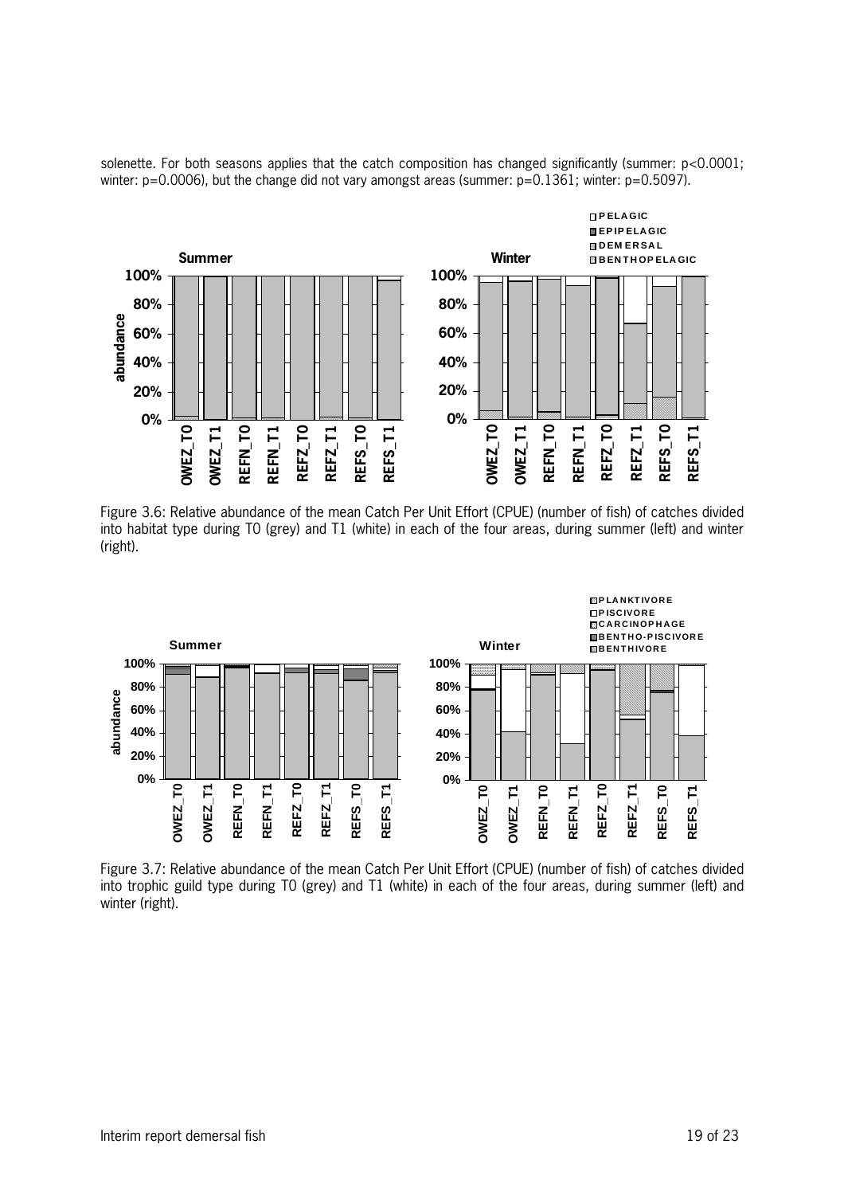solenette. For both seasons applies that the catch composition has changed significantly (summer: $p<0.0001$; winter: $p=0.0006$), but the change did not vary amongst areas (summer: $p=0.1361$; winter: $p=0.5097$).

Figure 3.6: Relative abundance of the mean Catch Per Unit Effort (CPUE) (number of fish) of catches divided into habitat type during T0 (grey) and T1 (white) in each of the four areas, during summer (left) and winter (right).

Figure 3.7: Relative abundance of the mean Catch Per Unit Effort (CPUE) (number of fish) of catches divided into trophic guild type during T0 (grey) and T1 (white) in each of the four areas, during summer (left) and winter (right).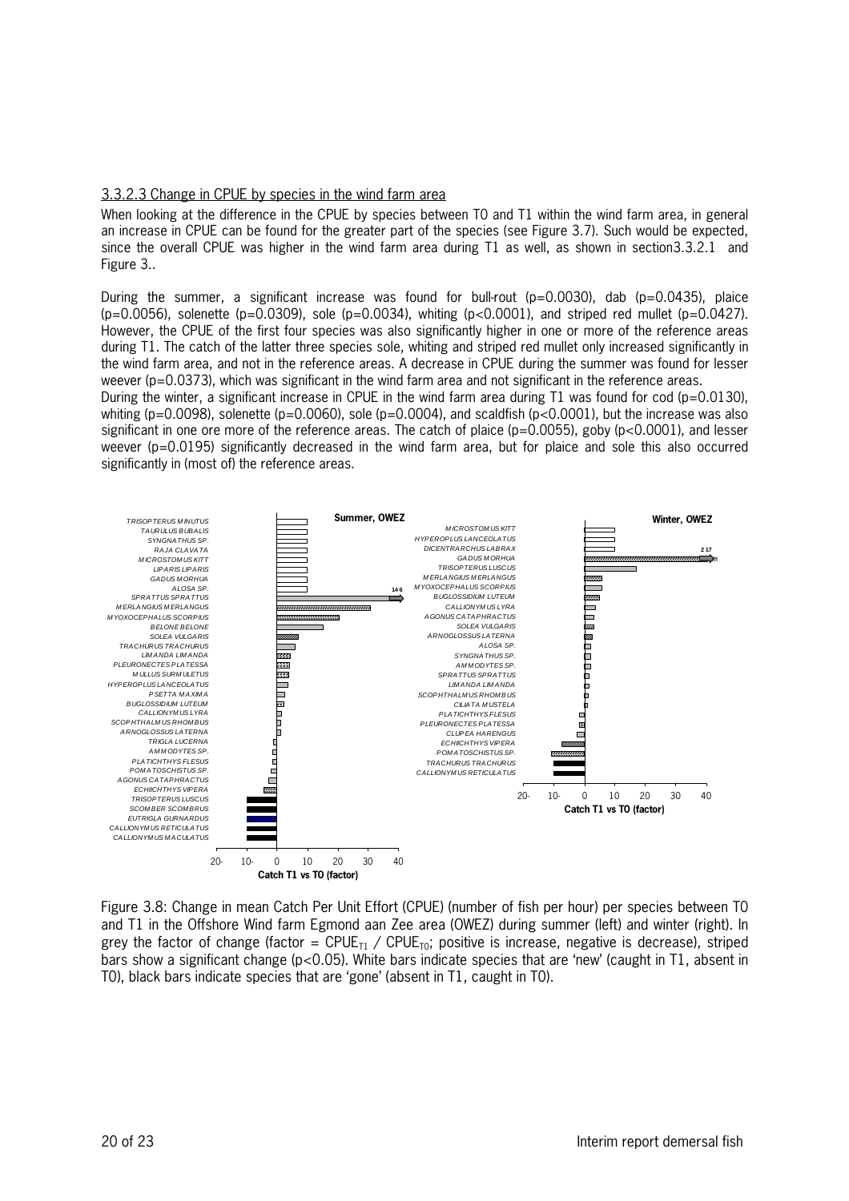### 3.3.2.3 Change in CPUE by species in the wind farm area

When looking at the difference in the CPUE by species between T0 and T1 within the wind farm area, in general an increase in CPUE can be found for the greater part of the species (see Figure 3.7). Such would be expected, since the overall CPUE was higher in the wind farm area during T1 as well, as shown in section3.3.2.1 and Figure 3..

During the summer, a significant increase was found for bull-rout ($p=0.0030$), dab ($p=0.0435$), plaice ($p=0.0056$), solenette ($p=0.0309$), sole ($p=0.0034$), whiting ($p<0.0001$), and striped red mullet ($p=0.0427$). However, the CPUE of the first four species was also significantly higher in one or more of the reference areas during T1. The catch of the latter three species sole, whiting and striped red mullet only increased significantly in the wind farm area, and not in the reference areas. A decrease in CPUE during the summer was found for lesser weever ($p=0.0373$), which was significant in the wind farm area and not significant in the reference areas.
During the winter, a significant increase in CPUE in the wind farm area during T1 was found for cod ($p=0.0130$), whiting ($p=0.0098$), solenette ($p=0.0060$), sole ($p=0.0004$), and scaldfish ($p<0.0001$), but the increase was also significant in one ore more of the reference areas. The catch of plaice ($p=0.0055$), goby ($p<0.0001$), and lesser weever ($p=0.0195$) significantly decreased in the wind farm area, but for plaice and sole this also occurred significantly in (most of) the reference areas.

Figure 3.8: Change in mean Catch Per Unit Effort (CPUE) (number of fish per hour) per species between T0 and T1 in the Offshore Wind farm Egmond aan Zee area (OWEZ) during summer (left) and winter (right). In grey the factor of change (factor = $CPUE_{T1}$ / $CPUE_{T0}$; positive is increase, negative is decrease), striped bars show a significant change ($p<0.05$). White bars indicate species that are 'new' (caught in T1, absent in T0), black bars indicate species that are 'gone' (absent in T1, caught in T0).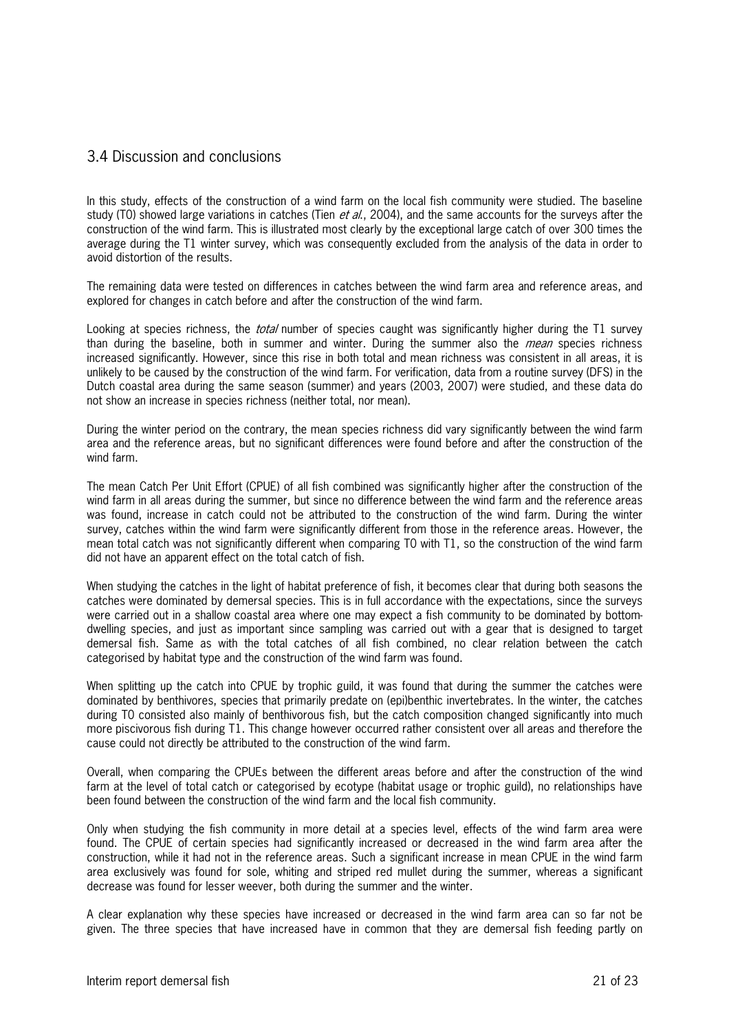## 3.4 Discussion and conclusions

In this study, effects of the construction of a wind farm on the local fish community were studied. The baseline study (T0) showed large variations in catches (Tien *et al.*, 2004), and the same accounts for the surveys after the construction of the wind farm. This is illustrated most clearly by the exceptional large catch of over 300 times the average during the T1 winter survey, which was consequently excluded from the analysis of the data in order to avoid distortion of the results.

The remaining data were tested on differences in catches between the wind farm area and reference areas, and explored for changes in catch before and after the construction of the wind farm.

Looking at species richness, the *total* number of species caught was significantly higher during the T1 survey than during the baseline, both in summer and winter. During the summer also the *mean* species richness increased significantly. However, since this rise in both total and mean richness was consistent in all areas, it is unlikely to be caused by the construction of the wind farm. For verification, data from a routine survey (DFS) in the Dutch coastal area during the same season (summer) and years (2003, 2007) were studied, and these data do not show an increase in species richness (neither total, nor mean).

During the winter period on the contrary, the mean species richness did vary significantly between the wind farm area and the reference areas, but no significant differences were found before and after the construction of the wind farm.

The mean Catch Per Unit Effort (CPUE) of all fish combined was significantly higher after the construction of the wind farm in all areas during the summer, but since no difference between the wind farm and the reference areas was found, increase in catch could not be attributed to the construction of the wind farm. During the winter survey, catches within the wind farm were significantly different from those in the reference areas. However, the mean total catch was not significantly different when comparing T0 with T1, so the construction of the wind farm did not have an apparent effect on the total catch of fish.

When studying the catches in the light of habitat preference of fish, it becomes clear that during both seasons the catches were dominated by demersal species. This is in full accordance with the expectations, since the surveys were carried out in a shallow coastal area where one may expect a fish community to be dominated by bottom-dwelling species, and just as important since sampling was carried out with a gear that is designed to target demersal fish. Same as with the total catches of all fish combined, no clear relation between the catch categorised by habitat type and the construction of the wind farm was found.

When splitting up the catch into CPUE by trophic guild, it was found that during the summer the catches were dominated by benthivores, species that primarily predate on (epi)benthic invertebrates. In the winter, the catches during T0 consisted also mainly of benthivorous fish, but the catch composition changed significantly into much more piscivorous fish during T1. This change however occurred rather consistent over all areas and therefore the cause could not directly be attributed to the construction of the wind farm.

Overall, when comparing the CPUEs between the different areas before and after the construction of the wind farm at the level of total catch or categorised by ecotype (habitat usage or trophic guild), no relationships have been found between the construction of the wind farm and the local fish community.

Only when studying the fish community in more detail at a species level, effects of the wind farm area were found. The CPUE of certain species had significantly increased or decreased in the wind farm area after the construction, while it had not in the reference areas. Such a significant increase in mean CPUE in the wind farm area exclusively was found for sole, whiting and striped red mullet during the summer, whereas a significant decrease was found for lesser weever, both during the summer and the winter.

A clear explanation why these species have increased or decreased in the wind farm area can so far not be given. The three species that have increased have in common that they are demersal fish feeding partly on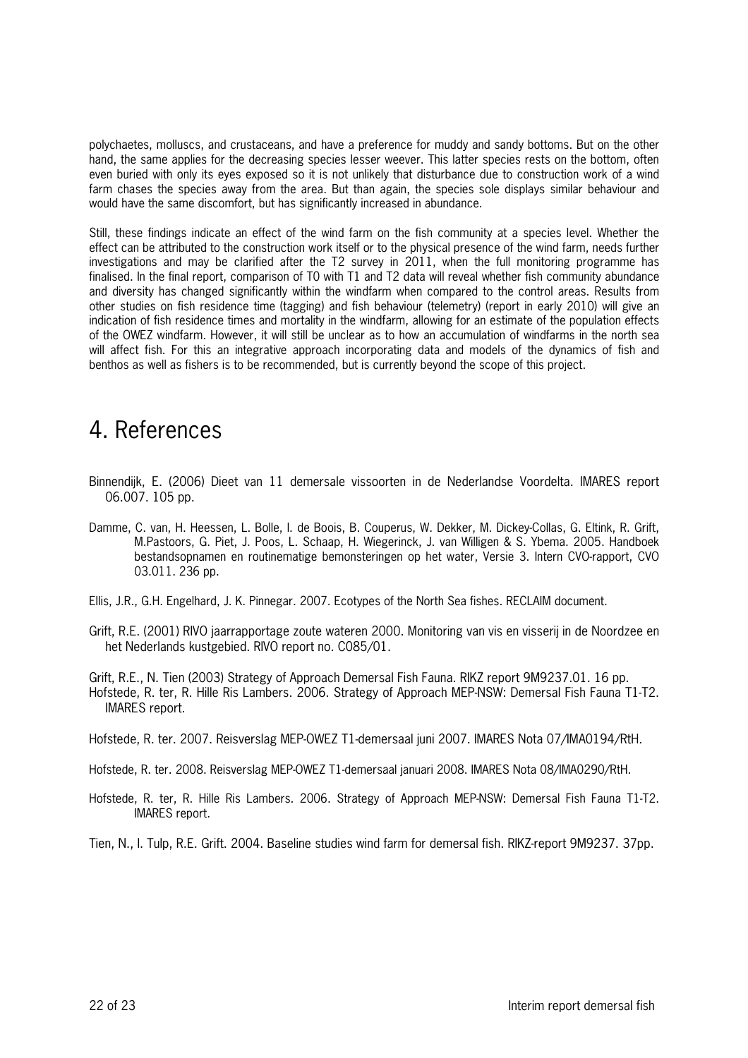polychaetes, molluscs, and crustaceans, and have a preference for muddy and sandy bottoms. But on the other hand, the same applies for the decreasing species lesser weever. This latter species rests on the bottom, often even buried with only its eyes exposed so it is not unlikely that disturbance due to construction work of a wind farm chases the species away from the area. But than again, the species sole displays similar behaviour and would have the same discomfort, but has significantly increased in abundance.

Still, these findings indicate an effect of the wind farm on the fish community at a species level. Whether the effect can be attributed to the construction work itself or to the physical presence of the wind farm, needs further investigations and may be clarified after the T2 survey in 2011, when the full monitoring programme has finalised. In the final report, comparison of T0 with T1 and T2 data will reveal whether fish community abundance and diversity has changed significantly within the windfarm when compared to the control areas. Results from other studies on fish residence time (tagging) and fish behaviour (telemetry) (report in early 2010) will give an indication of fish residence times and mortality in the windfarm, allowing for an estimate of the population effects of the OWEZ windfarm. However, it will still be unclear as to how an accumulation of windfarms in the north sea will affect fish. For this an integrative approach incorporating data and models of the dynamics of fish and benthos as well as fishers is to be recommended, but is currently beyond the scope of this project.

# 4. References

Binnendijk, E. (2006) Dieet van 11 demersale vissoorten in de Nederlandse Voordelta. IMARES report 06.007. 105 pp.

Damme, C. van, H. Heessen, L. Bolle, I. de Boois, B. Couperus, W. Dekker, M. Dickey-Collas, G. Eltink, R. Grift, M.Pastoors, G. Piet, J. Poos, L. Schaap, H. Wiegerinck, J. van Willigen & S. Ybema. 2005. Handboek bestandsopnamen en routinematige bemonsteringen op het water, Versie 3. Intern CVO-rapport, CVO 03.011. 236 pp.

Ellis, J.R., G.H. Engelhard, J. K. Pinnegar. 2007. Ecotypes of the North Sea fishes. RECLAIM document.

Grift, R.E. (2001) RIVO jaarrapportage zoute wateren 2000. Monitoring van vis en visserij in de Noordzee en het Nederlands kustgebied. RIVO report no. C085/01.

Grift, R.E., N. Tien (2003) Strategy of Approach Demersal Fish Fauna. RIKZ report 9M9237.01. 16 pp.

Hofstede, R. ter, R. Hille Ris Lambers. 2006. Strategy of Approach MEP-NSW: Demersal Fish Fauna T1-T2. IMARES report.

Hofstede, R. ter. 2007. Reisverslag MEP-OWEZ T1-demersaal juni 2007. IMARES Nota 07/IMA0194/RtH.

Hofstede, R. ter. 2008. Reisverslag MEP-OWEZ T1-demersaal januari 2008. IMARES Nota 08/IMA0290/RtH.

Hofstede, R. ter, R. Hille Ris Lambers. 2006. Strategy of Approach MEP-NSW: Demersal Fish Fauna T1-T2. IMARES report.

Tien, N., I. Tulp, R.E. Grift. 2004. Baseline studies wind farm for demersal fish. RIKZ-report 9M9237. 37pp.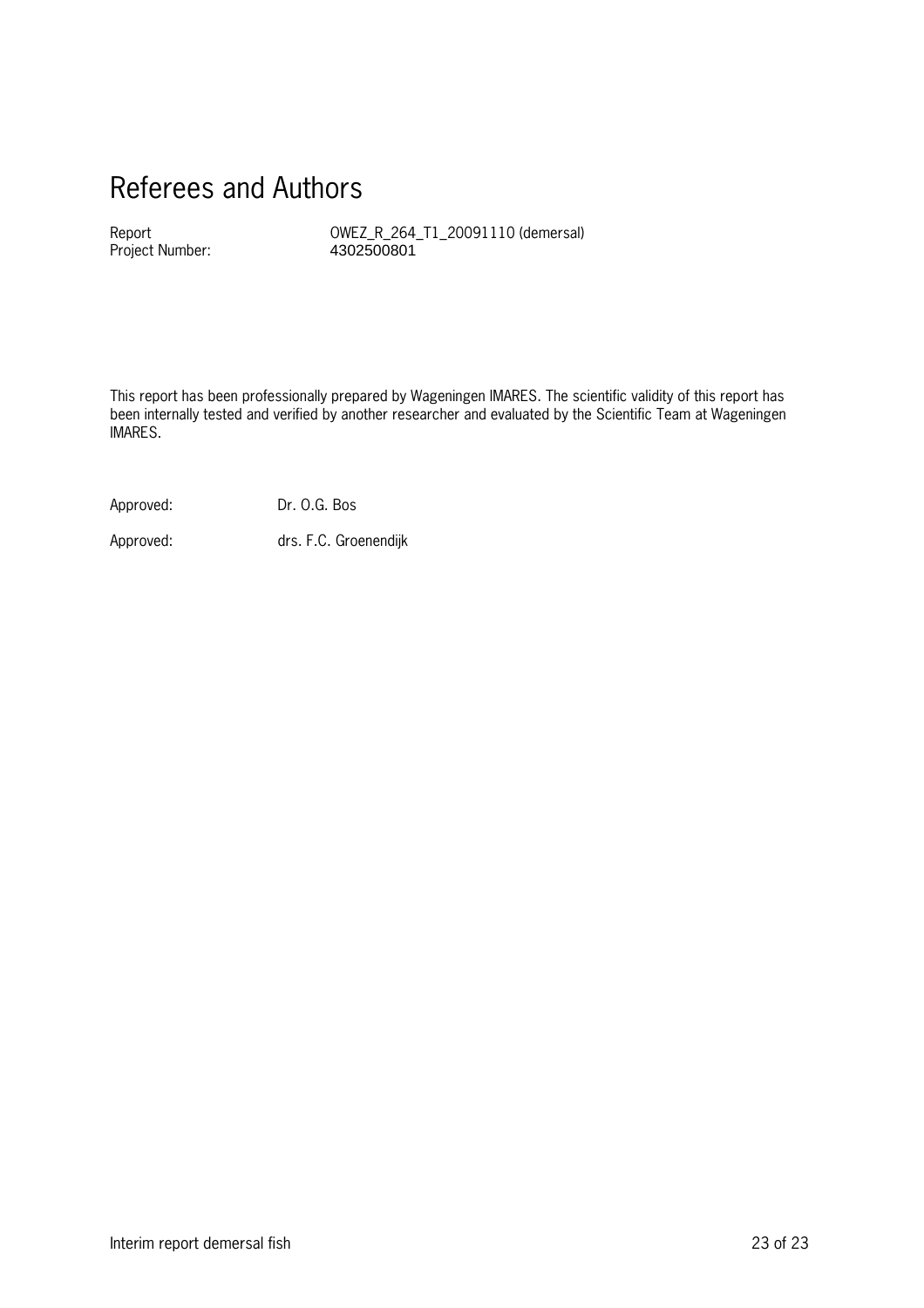# Referees and Authors

Report OWEZ_R_264_T1_20091110 (demersal)
Project Number: 4302500801

This report has been professionally prepared by Wageningen IMARES. The scientific validity of this report has been internally tested and verified by another researcher and evaluated by the Scientific Team at Wageningen IMARES.

Approved: Dr. O.G. Bos

Approved: drs. F.C. Groenendijk